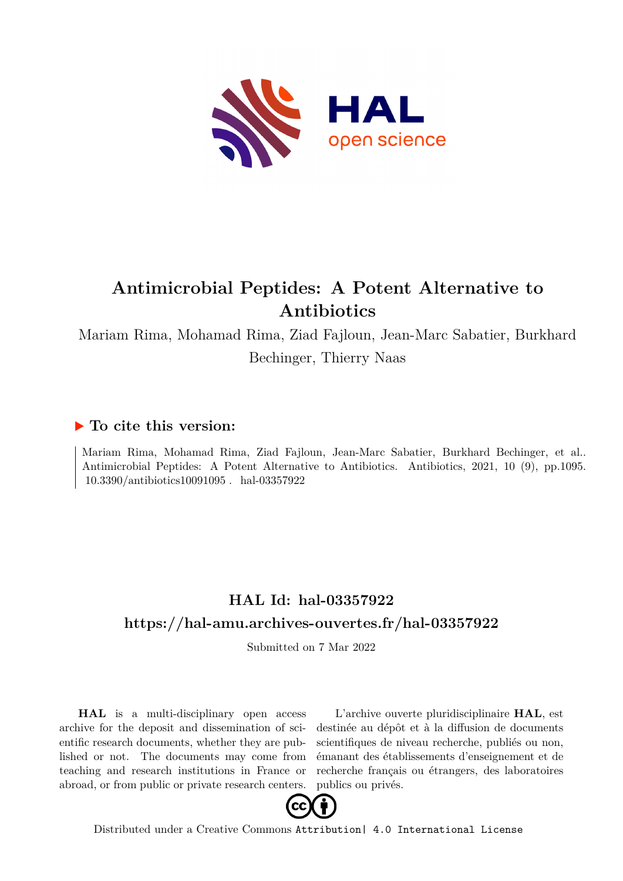# Antimicrobial Peptides: A Potent Alternative to Antibiotics

Mariam Rima, Mohamad Rima, Ziad Fajloun, Jean-Marc Sabatier, Burkhard Bechinger, Thierry Naas

## ▶ To cite this version:

Mariam Rima, Mohamad Rima, Ziad Fajloun, Jean-Marc Sabatier, Burkhard Bechinger, et al.. Antimicrobial Peptides: A Potent Alternative to Antibiotics. Antibiotics, 2021, 10 (9), pp.1095. 10.3390/antibiotics10091095 . hal-03357922

## HAL Id: hal-03357922

## https://hal-amu.archives-ouvertes.fr/hal-03357922

Submitted on 7 Mar 2022

**HAL** is a multi-disciplinary open access archive for the deposit and dissemination of scientific research documents, whether they are published or not. The documents may come from teaching and research institutions in France or abroad, or from public or private research centers.

L'archive ouverte pluridisciplinaire **HAL**, est destinée au dépôt et à la diffusion de documents scientifiques de niveau recherche, publiés ou non, émanant des établissements d'enseignement et de recherche français ou étrangers, des laboratoires publics ou privés.

Distributed under a Creative Commons Attribution| 4.0 International License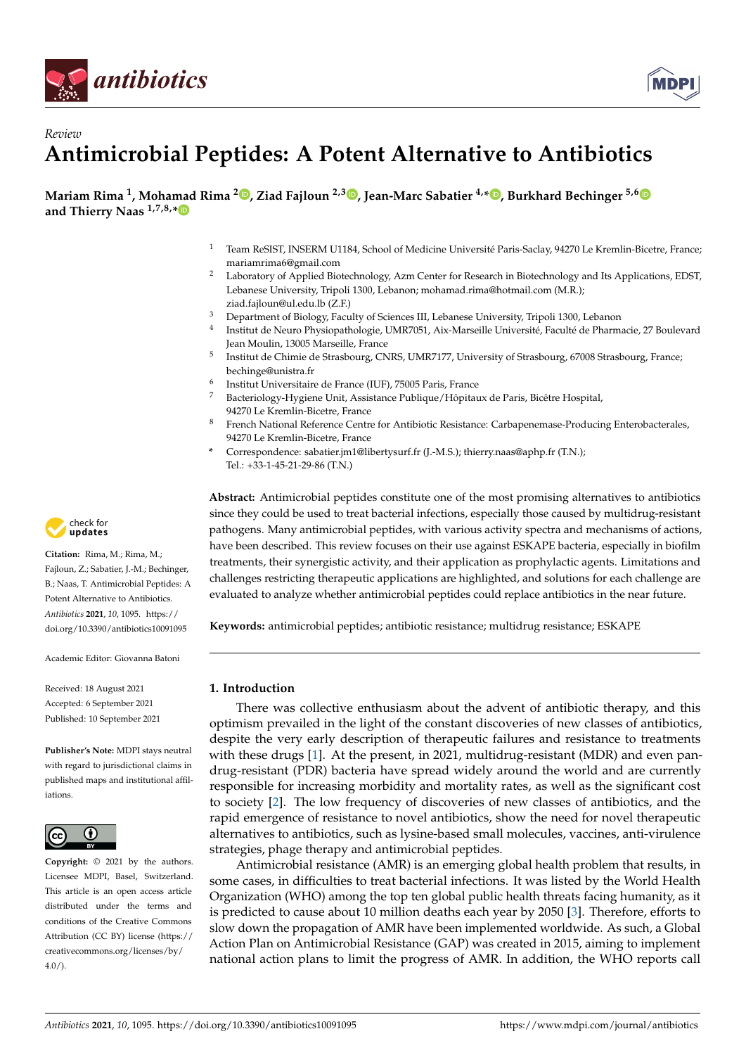# Review

# Antimicrobial Peptides: A Potent Alternative to Antibiotics

**Mariam Rima [1], Mohamad Rima [2], Ziad Fajloun [2,3], Jean-Marc Sabatier [4,*], Burkhard Bechinger [5,6] and Thierry Naas [1,7,8,*]**

[1] Team ReSIST, INSERM U1184, School of Medicine Université Paris-Saclay, 94270 Le Kremlin-Bicetre, France; mariamrima6@gmail.com

[2] Laboratory of Applied Biotechnology, Azm Center for Research in Biotechnology and Its Applications, EDST, Lebanese University, Tripoli 1300, Lebanon; mohamad.rima@hotmail.com (M.R.); ziad.fajloun@ul.edu.lb (Z.F.)

[3] Department of Biology, Faculty of Sciences III, Lebanese University, Tripoli 1300, Lebanon

[4] Institut de Neuro Physiopathologie, UMR7051, Aix-Marseille Université, Faculté de Pharmacie, 27 Boulevard Jean Moulin, 13005 Marseille, France

[5] Institut de Chimie de Strasbourg, CNRS, UMR7177, University of Strasbourg, 67008 Strasbourg, France; bechinge@unistra.fr

[6] Institut Universitaire de France (IUF), 75005 Paris, France

[7] Bacteriology-Hygiene Unit, Assistance Publique/Hôpitaux de Paris, Bicêtre Hospital, 94270 Le Kremlin-Bicetre, France

[8] French National Reference Centre for Antibiotic Resistance: Carbapenemase-Producing Enterobacterales, 94270 Le Kremlin-Bicetre, France

[*] Correspondence: sabatier.jm1@libertysurf.fr (J.-M.S.); thierry.naas@aphp.fr (T.N.); Tel.: +33-1-45-21-29-86 (T.N.)

**Citation:** Rima, M.; Rima, M.; Fajloun, Z.; Sabatier, J.-M.; Bechinger, B.; Naas, T. Antimicrobial Peptides: A Potent Alternative to Antibiotics. *Antibiotics* **2021**, *10*, 1095. https://doi.org/10.3390/antibiotics10091095

Academic Editor: Giovanna Batoni

Received: 18 August 2021
Accepted: 6 September 2021
Published: 10 September 2021

**Publisher's Note:** MDPI stays neutral with regard to jurisdictional claims in published maps and institutional affiliations.

**Copyright:** © 2021 by the authors. Licensee MDPI, Basel, Switzerland. This article is an open access article distributed under the terms and conditions of the Creative Commons Attribution (CC BY) license (https://creativecommons.org/licenses/by/4.0/).

**Abstract:** Antimicrobial peptides constitute one of the most promising alternatives to antibiotics since they could be used to treat bacterial infections, especially those caused by multidrug-resistant pathogens. Many antimicrobial peptides, with various activity spectra and mechanisms of actions, have been described. This review focuses on their use against ESKAPE bacteria, especially in biofilm treatments, their synergistic activity, and their application as prophylactic agents. Limitations and challenges restricting therapeutic applications are highlighted, and solutions for each challenge are evaluated to analyze whether antimicrobial peptides could replace antibiotics in the near future.

**Keywords:** antimicrobial peptides; antibiotic resistance; multidrug resistance; ESKAPE

## 1. Introduction

There was collective enthusiasm about the advent of antibiotic therapy, and this optimism prevailed in the light of the constant discoveries of new classes of antibiotics, despite the very early description of therapeutic failures and resistance to treatments with these drugs [1]. At the present, in 2021, multidrug-resistant (MDR) and even pan-drug-resistant (PDR) bacteria have spread widely around the world and are currently responsible for increasing morbidity and mortality rates, as well as the significant cost to society [2]. The low frequency of discoveries of new classes of antibiotics, and the rapid emergence of resistance to novel antibiotics, show the need for novel therapeutic alternatives to antibiotics, such as lysine-based small molecules, vaccines, anti-virulence strategies, phage therapy and antimicrobial peptides.

Antimicrobial resistance (AMR) is an emerging global health problem that results, in some cases, in difficulties to treat bacterial infections. It was listed by the World Health Organization (WHO) among the top ten global public health threats facing humanity, as it is predicted to cause about 10 million deaths each year by 2050 [3]. Therefore, efforts to slow down the propagation of AMR have been implemented worldwide. As such, a Global Action Plan on Antimicrobial Resistance (GAP) was created in 2015, aiming to implement national action plans to limit the progress of AMR. In addition, the WHO reports call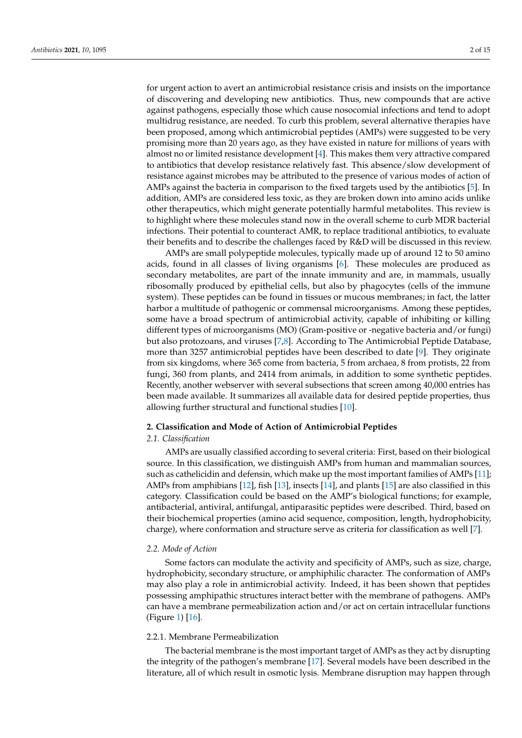for urgent action to avert an antimicrobial resistance crisis and insists on the importance of discovering and developing new antibiotics. Thus, new compounds that are active against pathogens, especially those which cause nosocomial infections and tend to adopt multidrug resistance, are needed. To curb this problem, several alternative therapies have been proposed, among which antimicrobial peptides (AMPs) were suggested to be very promising more than 20 years ago, as they have existed in nature for millions of years with almost no or limited resistance development [4]. This makes them very attractive compared to antibiotics that develop resistance relatively fast. This absence/slow development of resistance against microbes may be attributed to the presence of various modes of action of AMPs against the bacteria in comparison to the fixed targets used by the antibiotics [5]. In addition, AMPs are considered less toxic, as they are broken down into amino acids unlike other therapeutics, which might generate potentially harmful metabolites. This review is to highlight where these molecules stand now in the overall scheme to curb MDR bacterial infections. Their potential to counteract AMR, to replace traditional antibiotics, to evaluate their benefits and to describe the challenges faced by R&D will be discussed in this review.

AMPs are small polypeptide molecules, typically made up of around 12 to 50 amino acids, found in all classes of living organisms [6]. These molecules are produced as secondary metabolites, are part of the innate immunity and are, in mammals, usually ribosomally produced by epithelial cells, but also by phagocytes (cells of the immune system). These peptides can be found in tissues or mucous membranes; in fact, the latter harbor a multitude of pathogenic or commensal microorganisms. Among these peptides, some have a broad spectrum of antimicrobial activity, capable of inhibiting or killing different types of microorganisms (MO) (Gram-positive or -negative bacteria and/or fungi) but also protozoans, and viruses [7,8]. According to The Antimicrobial Peptide Database, more than 3257 antimicrobial peptides have been described to date [9]. They originate from six kingdoms, where 365 come from bacteria, 5 from archaea, 8 from protists, 22 from fungi, 360 from plants, and 2414 from animals, in addition to some synthetic peptides. Recently, another webserver with several subsections that screen among 40,000 entries has been made available. It summarizes all available data for desired peptide properties, thus allowing further structural and functional studies [10].

## 2. Classification and Mode of Action of Antimicrobial Peptides

### 2.1. Classification

AMPs are usually classified according to several criteria: First, based on their biological source. In this classification, we distinguish AMPs from human and mammalian sources, such as cathelicidin and defensin, which make up the most important families of AMPs [11]; AMPs from amphibians [12], fish [13], insects [14], and plants [15] are also classified in this category. Classification could be based on the AMP's biological functions; for example, antibacterial, antiviral, antifungal, antiparasitic peptides were described. Third, based on their biochemical properties (amino acid sequence, composition, length, hydrophobicity, charge), where conformation and structure serve as criteria for classification as well [7].

### 2.2. Mode of Action

Some factors can modulate the activity and specificity of AMPs, such as size, charge, hydrophobicity, secondary structure, or amphiphilic character. The conformation of AMPs may also play a role in antimicrobial activity. Indeed, it has been shown that peptides possessing amphipathic structures interact better with the membrane of pathogens. AMPs can have a membrane permeabilization action and/or act on certain intracellular functions (Figure 1) [16].

#### 2.2.1. Membrane Permeabilization

The bacterial membrane is the most important target of AMPs as they act by disrupting the integrity of the pathogen's membrane [17]. Several models have been described in the literature, all of which result in osmotic lysis. Membrane disruption may happen through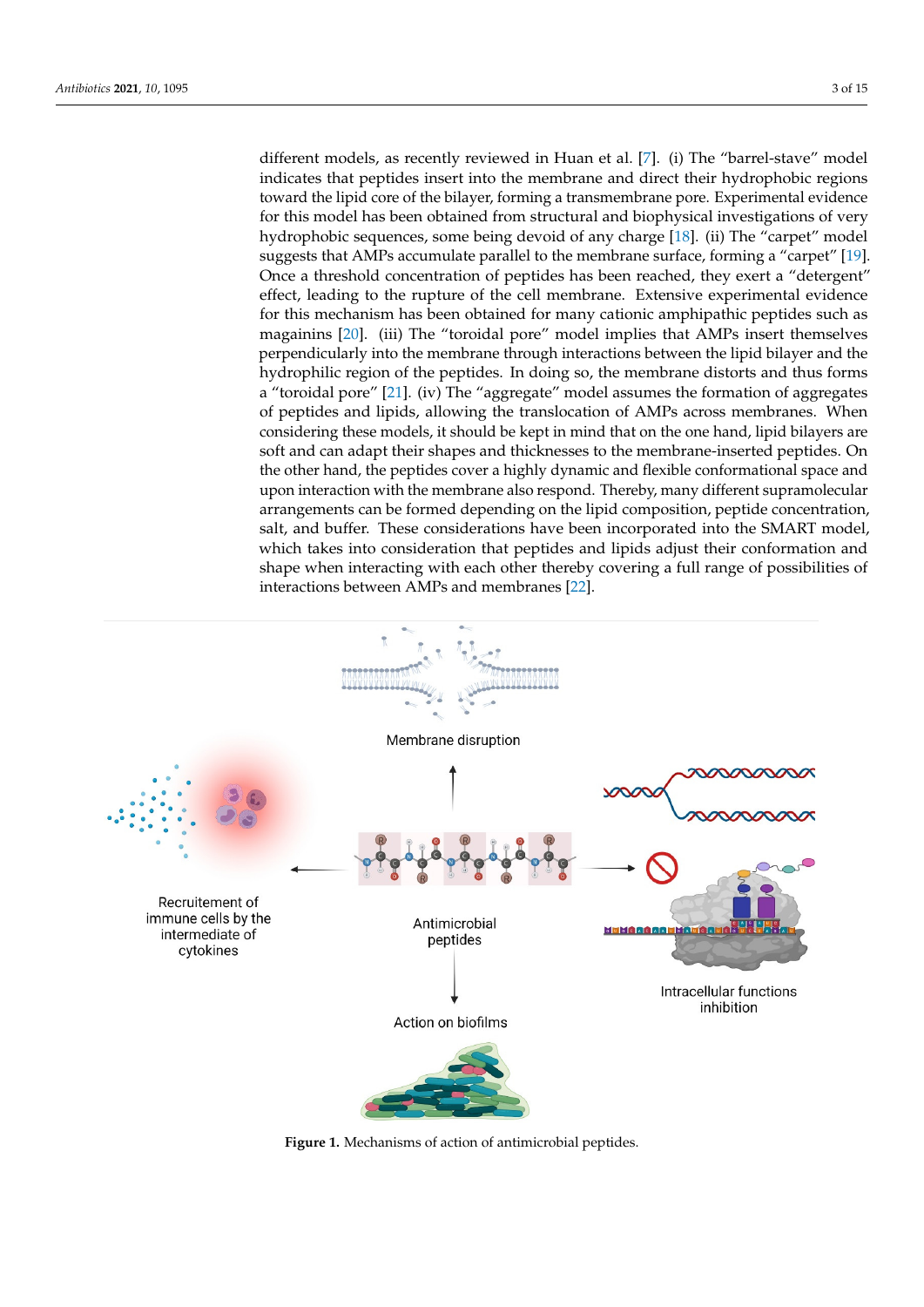different models, as recently reviewed in Huan et al. [7]. (i) The "barrel-stave" model indicates that peptides insert into the membrane and direct their hydrophobic regions toward the lipid core of the bilayer, forming a transmembrane pore. Experimental evidence for this model has been obtained from structural and biophysical investigations of very hydrophobic sequences, some being devoid of any charge [18]. (ii) The "carpet" model suggests that AMPs accumulate parallel to the membrane surface, forming a "carpet" [19]. Once a threshold concentration of peptides has been reached, they exert a "detergent" effect, leading to the rupture of the cell membrane. Extensive experimental evidence for this mechanism has been obtained for many cationic amphipathic peptides such as magainins [20]. (iii) The "toroidal pore" model implies that AMPs insert themselves perpendicularly into the membrane through interactions between the lipid bilayer and the hydrophilic region of the peptides. In doing so, the membrane distorts and thus forms a "toroidal pore" [21]. (iv) The "aggregate" model assumes the formation of aggregates of peptides and lipids, allowing the translocation of AMPs across membranes. When considering these models, it should be kept in mind that on the one hand, lipid bilayers are soft and can adapt their shapes and thicknesses to the membrane-inserted peptides. On the other hand, the peptides cover a highly dynamic and flexible conformational space and upon interaction with the membrane also respond. Thereby, many different supramolecular arrangements can be formed depending on the lipid composition, peptide concentration, salt, and buffer. These considerations have been incorporated into the SMART model, which takes into consideration that peptides and lipids adjust their conformation and shape when interacting with each other thereby covering a full range of possibilities of interactions between AMPs and membranes [22].

**Figure 1.** Mechanisms of action of antimicrobial peptides.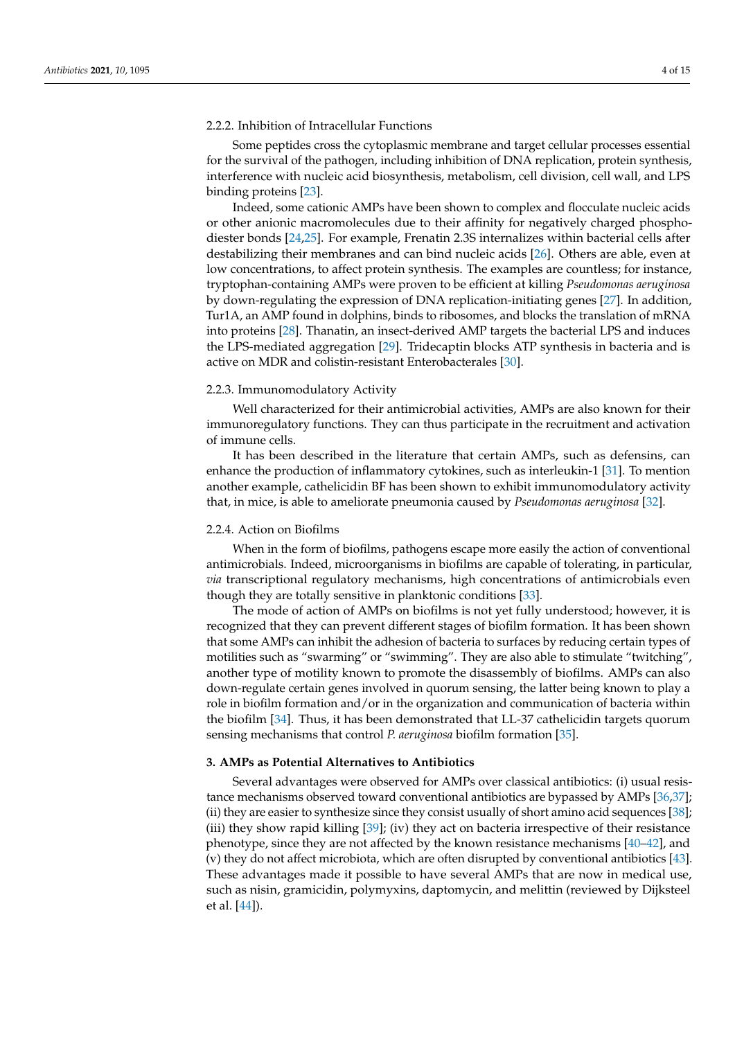#### 2.2.2. Inhibition of Intracellular Functions

Some peptides cross the cytoplasmic membrane and target cellular processes essential for the survival of the pathogen, including inhibition of DNA replication, protein synthesis, interference with nucleic acid biosynthesis, metabolism, cell division, cell wall, and LPS binding proteins [23].

Indeed, some cationic AMPs have been shown to complex and flocculate nucleic acids or other anionic macromolecules due to their affinity for negatively charged phosphodiester bonds [24,25]. For example, Frenatin 2.3S internalizes within bacterial cells after destabilizing their membranes and can bind nucleic acids [26]. Others are able, even at low concentrations, to affect protein synthesis. The examples are countless; for instance, tryptophan-containing AMPs were proven to be efficient at killing *Pseudomonas aeruginosa* by down-regulating the expression of DNA replication-initiating genes [27]. In addition, Tur1A, an AMP found in dolphins, binds to ribosomes, and blocks the translation of mRNA into proteins [28]. Thanatin, an insect-derived AMP targets the bacterial LPS and induces the LPS-mediated aggregation [29]. Tridecaptin blocks ATP synthesis in bacteria and is active on MDR and colistin-resistant Enterobacterales [30].

#### 2.2.3. Immunomodulatory Activity

Well characterized for their antimicrobial activities, AMPs are also known for their immunoregulatory functions. They can thus participate in the recruitment and activation of immune cells.

It has been described in the literature that certain AMPs, such as defensins, can enhance the production of inflammatory cytokines, such as interleukin-1 [31]. To mention another example, cathelicidin BF has been shown to exhibit immunomodulatory activity that, in mice, is able to ameliorate pneumonia caused by *Pseudomonas aeruginosa* [32].

#### 2.2.4. Action on Biofilms

When in the form of biofilms, pathogens escape more easily the action of conventional antimicrobials. Indeed, microorganisms in biofilms are capable of tolerating, in particular, *via* transcriptional regulatory mechanisms, high concentrations of antimicrobials even though they are totally sensitive in planktonic conditions [33].

The mode of action of AMPs on biofilms is not yet fully understood; however, it is recognized that they can prevent different stages of biofilm formation. It has been shown that some AMPs can inhibit the adhesion of bacteria to surfaces by reducing certain types of motilities such as "swarming" or "swimming". They are also able to stimulate "twitching", another type of motility known to promote the disassembly of biofilms. AMPs can also down-regulate certain genes involved in quorum sensing, the latter being known to play a role in biofilm formation and/or in the organization and communication of bacteria within the biofilm [34]. Thus, it has been demonstrated that LL-37 cathelicidin targets quorum sensing mechanisms that control *P. aeruginosa* biofilm formation [35].

## 3. AMPs as Potential Alternatives to Antibiotics

Several advantages were observed for AMPs over classical antibiotics: (i) usual resistance mechanisms observed toward conventional antibiotics are bypassed by AMPs [36,37]; (ii) they are easier to synthesize since they consist usually of short amino acid sequences [38]; (iii) they show rapid killing [39]; (iv) they act on bacteria irrespective of their resistance phenotype, since they are not affected by the known resistance mechanisms [40–42], and (v) they do not affect microbiota, which are often disrupted by conventional antibiotics [43]. These advantages made it possible to have several AMPs that are now in medical use, such as nisin, gramicidin, polymyxins, daptomycin, and melittin (reviewed by Dijksteel et al. [44]).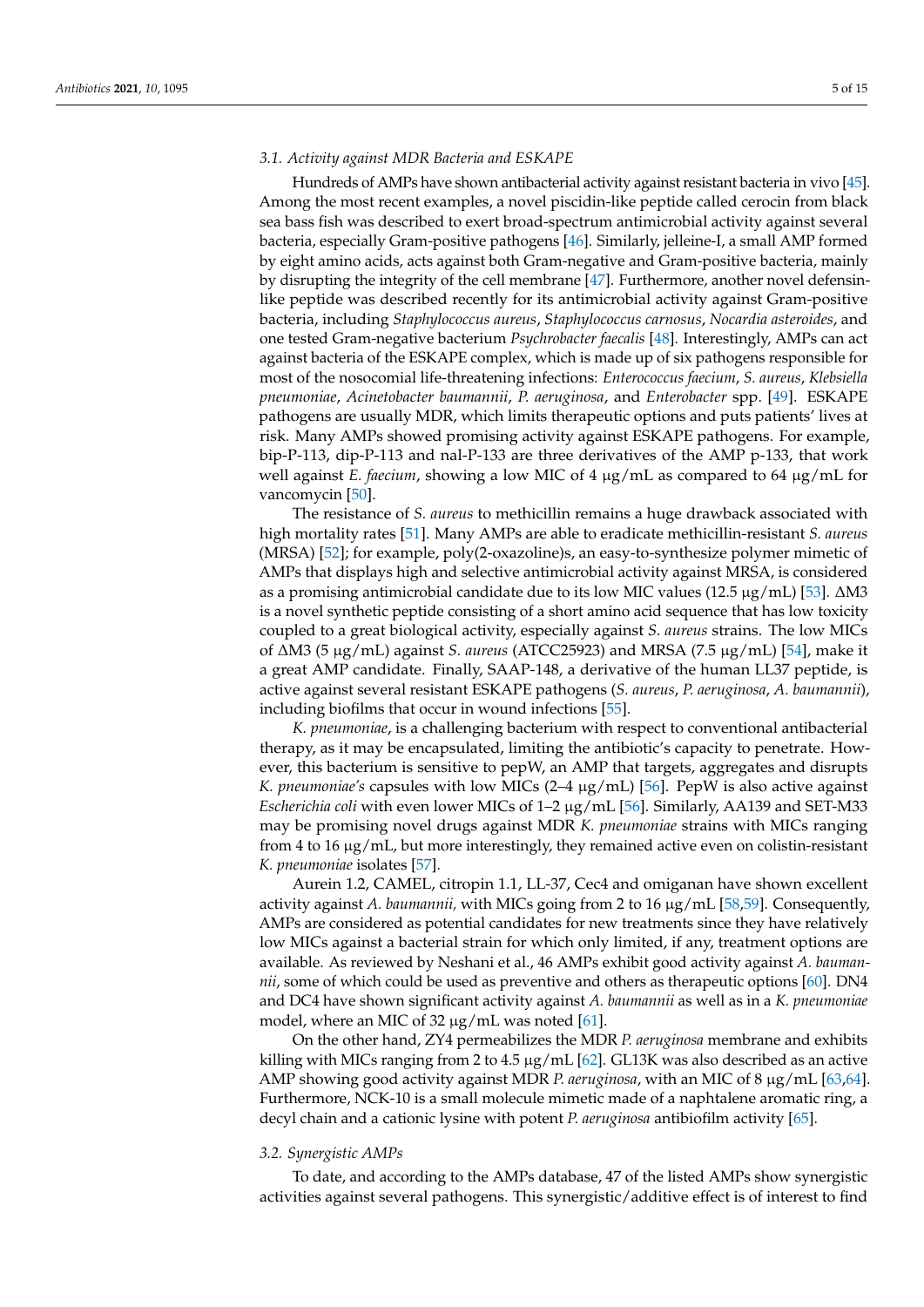### 3.1. Activity against MDR Bacteria and ESKAPE

Hundreds of AMPs have shown antibacterial activity against resistant bacteria in vivo [45]. Among the most recent examples, a novel piscidin-like peptide called cerocin from black sea bass fish was described to exert broad-spectrum antimicrobial activity against several bacteria, especially Gram-positive pathogens [46]. Similarly, jelleine-I, a small AMP formed by eight amino acids, acts against both Gram-negative and Gram-positive bacteria, mainly by disrupting the integrity of the cell membrane [47]. Furthermore, another novel defensin-like peptide was described recently for its antimicrobial activity against Gram-positive bacteria, including *Staphylococcus aureus*, *Staphylococcus carnosus*, *Nocardia asteroides*, and one tested Gram-negative bacterium *Psychrobacter faecalis* [48]. Interestingly, AMPs can act against bacteria of the ESKAPE complex, which is made up of six pathogens responsible for most of the nosocomial life-threatening infections: *Enterococcus faecium*, *S. aureus*, *Klebsiella pneumoniae*, *Acinetobacter baumannii*, *P. aeruginosa*, and *Enterobacter* spp. [49]. ESKAPE pathogens are usually MDR, which limits therapeutic options and puts patients' lives at risk. Many AMPs showed promising activity against ESKAPE pathogens. For example, bip-P-113, dip-P-113 and nal-P-133 are three derivatives of the AMP p-133, that work well against *E. faecium*, showing a low MIC of 4 μg/mL as compared to 64 μg/mL for vancomycin [50].

The resistance of *S. aureus* to methicillin remains a huge drawback associated with high mortality rates [51]. Many AMPs are able to eradicate methicillin-resistant *S. aureus* (MRSA) [52]; for example, poly(2-oxazoline)s, an easy-to-synthesize polymer mimetic of AMPs that displays high and selective antimicrobial activity against MRSA, is considered as a promising antimicrobial candidate due to its low MIC values (12.5 μg/mL) [53]. ΔM3 is a novel synthetic peptide consisting of a short amino acid sequence that has low toxicity coupled to a great biological activity, especially against *S. aureus* strains. The low MICs of ΔM3 (5 μg/mL) against *S. aureus* (ATCC25923) and MRSA (7.5 μg/mL) [54], make it a great AMP candidate. Finally, SAAP-148, a derivative of the human LL37 peptide, is active against several resistant ESKAPE pathogens (*S. aureus*, *P. aeruginosa*, *A. baumannii*), including biofilms that occur in wound infections [55].

*K. pneumoniae*, is a challenging bacterium with respect to conventional antibacterial therapy, as it may be encapsulated, limiting the antibiotic's capacity to penetrate. However, this bacterium is sensitive to pepW, an AMP that targets, aggregates and disrupts *K. pneumoniae's* capsules with low MICs (2–4 μg/mL) [56]. PepW is also active against *Escherichia coli* with even lower MICs of 1–2 μg/mL [56]. Similarly, AA139 and SET-M33 may be promising novel drugs against MDR *K. pneumoniae* strains with MICs ranging from 4 to 16 μg/mL, but more interestingly, they remained active even on colistin-resistant *K. pneumoniae* isolates [57].

Aurein 1.2, CAMEL, citropin 1.1, LL-37, Cec4 and omiganan have shown excellent activity against *A. baumannii,* with MICs going from 2 to 16 μg/mL [58,59]. Consequently, AMPs are considered as potential candidates for new treatments since they have relatively low MICs against a bacterial strain for which only limited, if any, treatment options are available. As reviewed by Neshani et al., 46 AMPs exhibit good activity against *A. baumannii*, some of which could be used as preventive and others as therapeutic options [60]. DN4 and DC4 have shown significant activity against *A. baumannii* as well as in a *K. pneumoniae* model, where an MIC of 32 μg/mL was noted [61].

On the other hand, ZY4 permeabilizes the MDR *P. aeruginosa* membrane and exhibits killing with MICs ranging from 2 to 4.5 μg/mL [62]. GL13K was also described as an active AMP showing good activity against MDR *P. aeruginosa*, with an MIC of 8 μg/mL [63,64]. Furthermore, NCK-10 is a small molecule mimetic made of a naphtalene aromatic ring, a decyl chain and a cationic lysine with potent *P. aeruginosa* antibiofilm activity [65].

### 3.2. Synergistic AMPs

To date, and according to the AMPs database, 47 of the listed AMPs show synergistic activities against several pathogens. This synergistic/additive effect is of interest to find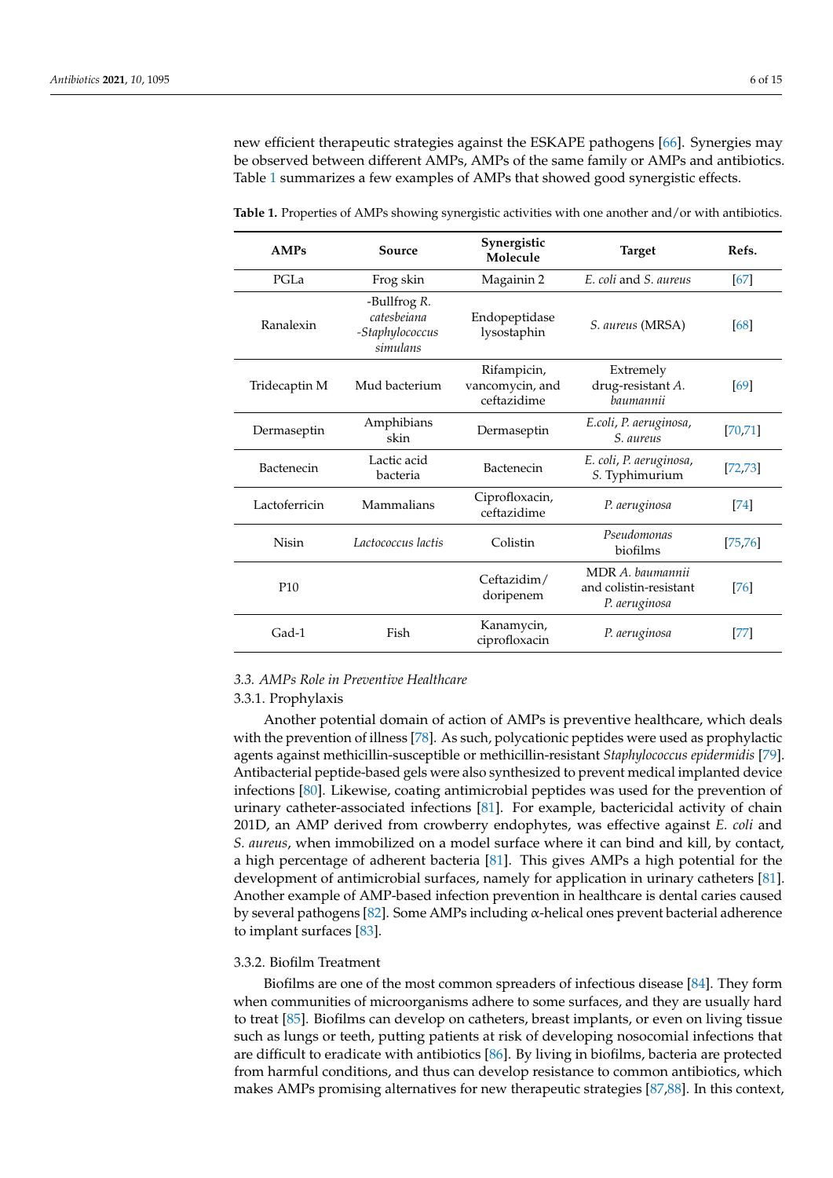new efficient therapeutic strategies against the ESKAPE pathogens [66]. Synergies may be observed between different AMPs, AMPs of the same family or AMPs and antibiotics. Table 1 summarizes a few examples of AMPs that showed good synergistic effects.

**Table 1.** Properties of AMPs showing synergistic activities with one another and/or with antibiotics.

| AMPs | Source | Synergistic Molecule | Target | Refs. |
|---|---|---|---|---|
| PGLa | Frog skin | Magainin 2 | *E. coli* and *S. aureus* | [67] |
| Ranalexin | -Bullfrog *R. catesbeiana* -*Staphylococcus simulans* | Endopeptidase lysostaphin | *S. aureus* (MRSA) | [68] |
| Tridecaptin M | Mud bacterium | Rifampicin, vancomycin, and ceftazidime | Extremely drug-resistant *A. baumannii* | [69] |
| Dermaseptin | Amphibians skin | Dermaseptin | *E.coli*, *P. aeruginosa*, *S. aureus* | [70,71] |
| Bactenecin | Lactic acid bacteria | Bactenecin | *E. coli*, *P. aeruginosa*, *S.* Typhimurium | [72,73] |
| Lactoferricin | Mammalians | Ciprofloxacin, ceftazidime | *P. aeruginosa* | [74] |
| Nisin | *Lactococcus lactis* | Colistin | *Pseudomonas* biofilms | [75,76] |
| P10 | | Ceftazidim/ doripenem | MDR *A. baumannii* and colistin-resistant *P. aeruginosa* | [76] |
| Gad-1 | Fish | Kanamycin, ciprofloxacin | *P. aeruginosa* | [77] |

### *3.3. AMPs Role in Preventive Healthcare*

#### 3.3.1. Prophylaxis

Another potential domain of action of AMPs is preventive healthcare, which deals with the prevention of illness [78]. As such, polycationic peptides were used as prophylactic agents against methicillin-susceptible or methicillin-resistant *Staphylococcus epidermidis* [79]. Antibacterial peptide-based gels were also synthesized to prevent medical implanted device infections [80]. Likewise, coating antimicrobial peptides was used for the prevention of urinary catheter-associated infections [81]. For example, bactericidal activity of chain 201D, an AMP derived from crowberry endophytes, was effective against *E. coli* and *S. aureus*, when immobilized on a model surface where it can bind and kill, by contact, a high percentage of adherent bacteria [81]. This gives AMPs a high potential for the development of antimicrobial surfaces, namely for application in urinary catheters [81]. Another example of AMP-based infection prevention in healthcare is dental caries caused by several pathogens [82]. Some AMPs including α-helical ones prevent bacterial adherence to implant surfaces [83].

#### 3.3.2. Biofilm Treatment

Biofilms are one of the most common spreaders of infectious disease [84]. They form when communities of microorganisms adhere to some surfaces, and they are usually hard to treat [85]. Biofilms can develop on catheters, breast implants, or even on living tissue such as lungs or teeth, putting patients at risk of developing nosocomial infections that are difficult to eradicate with antibiotics [86]. By living in biofilms, bacteria are protected from harmful conditions, and thus can develop resistance to common antibiotics, which makes AMPs promising alternatives for new therapeutic strategies [87,88]. In this context,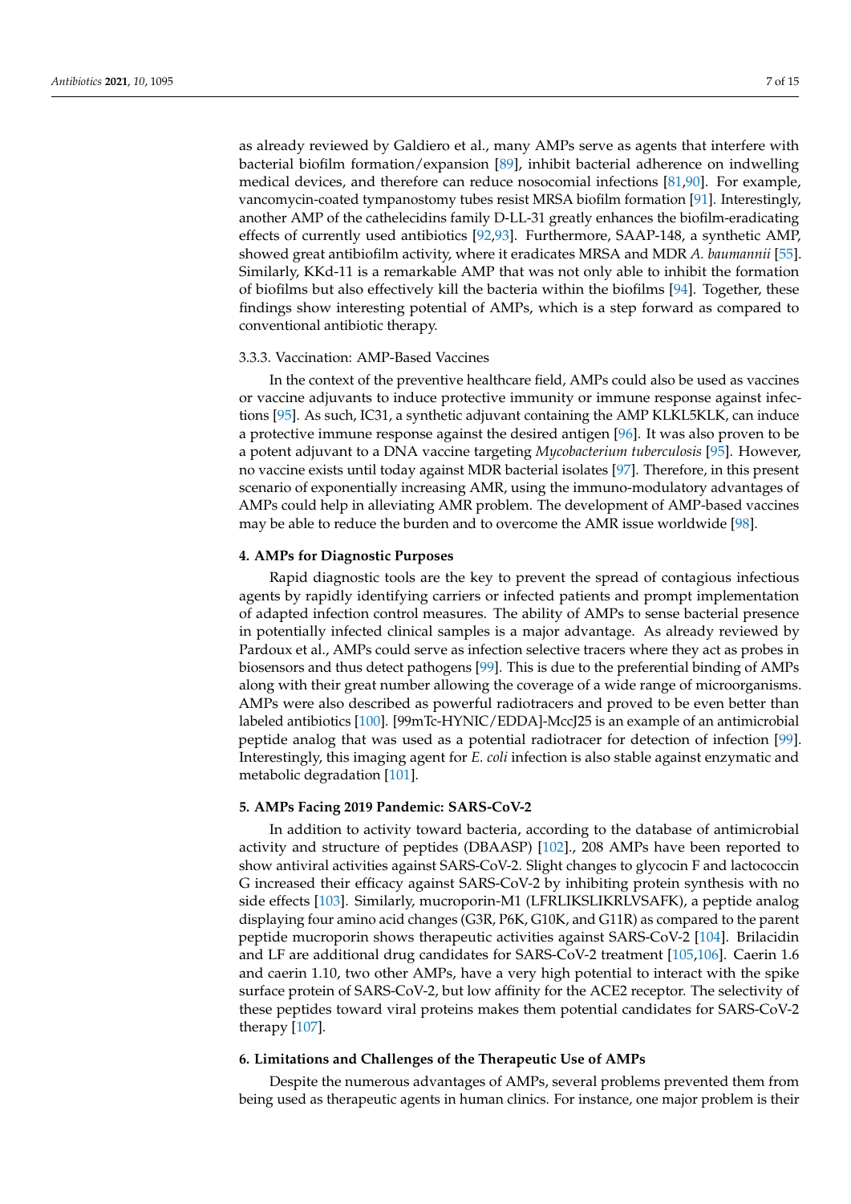as already reviewed by Galdiero et al., many AMPs serve as agents that interfere with bacterial biofilm formation/expansion [89], inhibit bacterial adherence on indwelling medical devices, and therefore can reduce nosocomial infections [81,90]. For example, vancomycin-coated tympanostomy tubes resist MRSA biofilm formation [91]. Interestingly, another AMP of the cathelecidins family D-LL-31 greatly enhances the biofilm-eradicating effects of currently used antibiotics [92,93]. Furthermore, SAAP-148, a synthetic AMP, showed great antibiofilm activity, where it eradicates MRSA and MDR *A. baumannii* [55]. Similarly, KKd-11 is a remarkable AMP that was not only able to inhibit the formation of biofilms but also effectively kill the bacteria within the biofilms [94]. Together, these findings show interesting potential of AMPs, which is a step forward as compared to conventional antibiotic therapy.

#### 3.3.3. Vaccination: AMP-Based Vaccines

In the context of the preventive healthcare field, AMPs could also be used as vaccines or vaccine adjuvants to induce protective immunity or immune response against infections [95]. As such, IC31, a synthetic adjuvant containing the AMP KLKL5KLK, can induce a protective immune response against the desired antigen [96]. It was also proven to be a potent adjuvant to a DNA vaccine targeting *Mycobacterium tuberculosis* [95]. However, no vaccine exists until today against MDR bacterial isolates [97]. Therefore, in this present scenario of exponentially increasing AMR, using the immuno-modulatory advantages of AMPs could help in alleviating AMR problem. The development of AMP-based vaccines may be able to reduce the burden and to overcome the AMR issue worldwide [98].

## 4. AMPs for Diagnostic Purposes

Rapid diagnostic tools are the key to prevent the spread of contagious infectious agents by rapidly identifying carriers or infected patients and prompt implementation of adapted infection control measures. The ability of AMPs to sense bacterial presence in potentially infected clinical samples is a major advantage. As already reviewed by Pardoux et al., AMPs could serve as infection selective tracers where they act as probes in biosensors and thus detect pathogens [99]. This is due to the preferential binding of AMPs along with their great number allowing the coverage of a wide range of microorganisms. AMPs were also described as powerful radiotracers and proved to be even better than labeled antibiotics [100]. [99mTc-HYNIC/EDDA]-MccJ25 is an example of an antimicrobial peptide analog that was used as a potential radiotracer for detection of infection [99]. Interestingly, this imaging agent for *E. coli* infection is also stable against enzymatic and metabolic degradation [101].

## 5. AMPs Facing 2019 Pandemic: SARS-CoV-2

In addition to activity toward bacteria, according to the database of antimicrobial activity and structure of peptides (DBAASP) [102]., 208 AMPs have been reported to show antiviral activities against SARS-CoV-2. Slight changes to glycocin F and lactococcin G increased their efficacy against SARS-CoV-2 by inhibiting protein synthesis with no side effects [103]. Similarly, mucroporin-M1 (LFRLIKSLIKRLVSAFK), a peptide analog displaying four amino acid changes (G3R, P6K, G10K, and G11R) as compared to the parent peptide mucroporin shows therapeutic activities against SARS-CoV-2 [104]. Brilacidin and LF are additional drug candidates for SARS-CoV-2 treatment [105,106]. Caerin 1.6 and caerin 1.10, two other AMPs, have a very high potential to interact with the spike surface protein of SARS-CoV-2, but low affinity for the ACE2 receptor. The selectivity of these peptides toward viral proteins makes them potential candidates for SARS-CoV-2 therapy [107].

## 6. Limitations and Challenges of the Therapeutic Use of AMPs

Despite the numerous advantages of AMPs, several problems prevented them from being used as therapeutic agents in human clinics. For instance, one major problem is their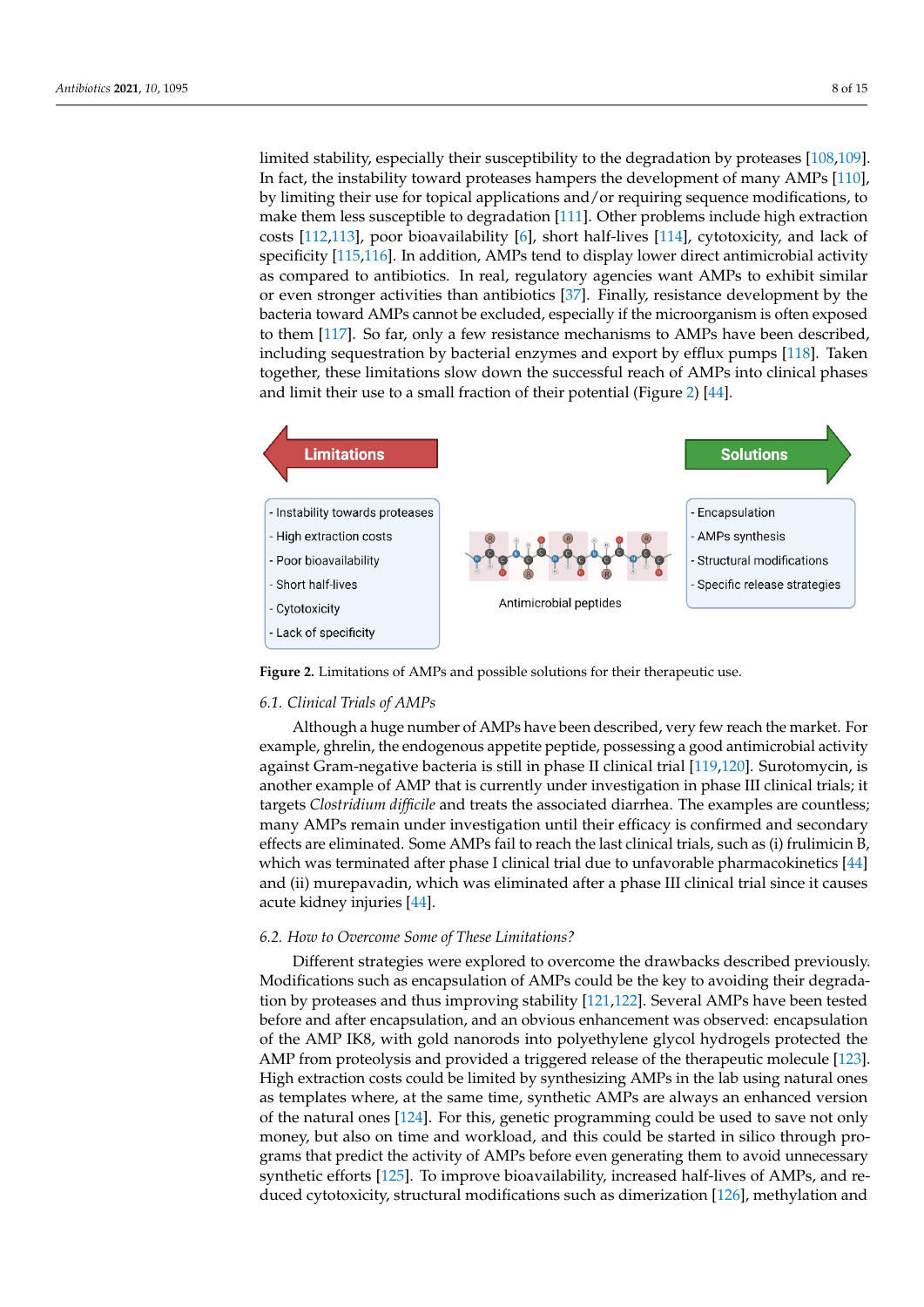limited stability, especially their susceptibility to the degradation by proteases [108,109]. In fact, the instability toward proteases hampers the development of many AMPs [110], by limiting their use for topical applications and/or requiring sequence modifications, to make them less susceptible to degradation [111]. Other problems include high extraction costs [112,113], poor bioavailability [6], short half-lives [114], cytotoxicity, and lack of specificity [115,116]. In addition, AMPs tend to display lower direct antimicrobial activity as compared to antibiotics. In real, regulatory agencies want AMPs to exhibit similar or even stronger activities than antibiotics [37]. Finally, resistance development by the bacteria toward AMPs cannot be excluded, especially if the microorganism is often exposed to them [117]. So far, only a few resistance mechanisms to AMPs have been described, including sequestration by bacterial enzymes and export by efflux pumps [118]. Taken together, these limitations slow down the successful reach of AMPs into clinical phases and limit their use to a small fraction of their potential (Figure 2) [44].

| Limitations | Solutions |
| --- | --- |
| - Instability towards proteases | - Encapsulation |
| - High extraction costs | - AMPs synthesis |
| - Poor bioavailability | - Structural modifications |
| - Short half-lives | - Specific release strategies |
| - Cytotoxicity | |
| - Lack of specificity | |

Antimicrobial peptides

**Figure 2.** Limitations of AMPs and possible solutions for their therapeutic use.

### 6.1. Clinical Trials of AMPs

Although a huge number of AMPs have been described, very few reach the market. For example, ghrelin, the endogenous appetite peptide, possessing a good antimicrobial activity against Gram-negative bacteria is still in phase II clinical trial [119,120]. Surotomycin, is another example of AMP that is currently under investigation in phase III clinical trials; it targets *Clostridium difficile* and treats the associated diarrhea. The examples are countless; many AMPs remain under investigation until their efficacy is confirmed and secondary effects are eliminated. Some AMPs fail to reach the last clinical trials, such as (i) frulimicin B, which was terminated after phase I clinical trial due to unfavorable pharmacokinetics [44] and (ii) murepavadin, which was eliminated after a phase III clinical trial since it causes acute kidney injuries [44].

### 6.2. How to Overcome Some of These Limitations?

Different strategies were explored to overcome the drawbacks described previously. Modifications such as encapsulation of AMPs could be the key to avoiding their degradation by proteases and thus improving stability [121,122]. Several AMPs have been tested before and after encapsulation, and an obvious enhancement was observed: encapsulation of the AMP IK8, with gold nanorods into polyethylene glycol hydrogels protected the AMP from proteolysis and provided a triggered release of the therapeutic molecule [123]. High extraction costs could be limited by synthesizing AMPs in the lab using natural ones as templates where, at the same time, synthetic AMPs are always an enhanced version of the natural ones [124]. For this, genetic programming could be used to save not only money, but also on time and workload, and this could be started in silico through programs that predict the activity of AMPs before even generating them to avoid unnecessary synthetic efforts [125]. To improve bioavailability, increased half-lives of AMPs, and reduced cytotoxicity, structural modifications such as dimerization [126], methylation and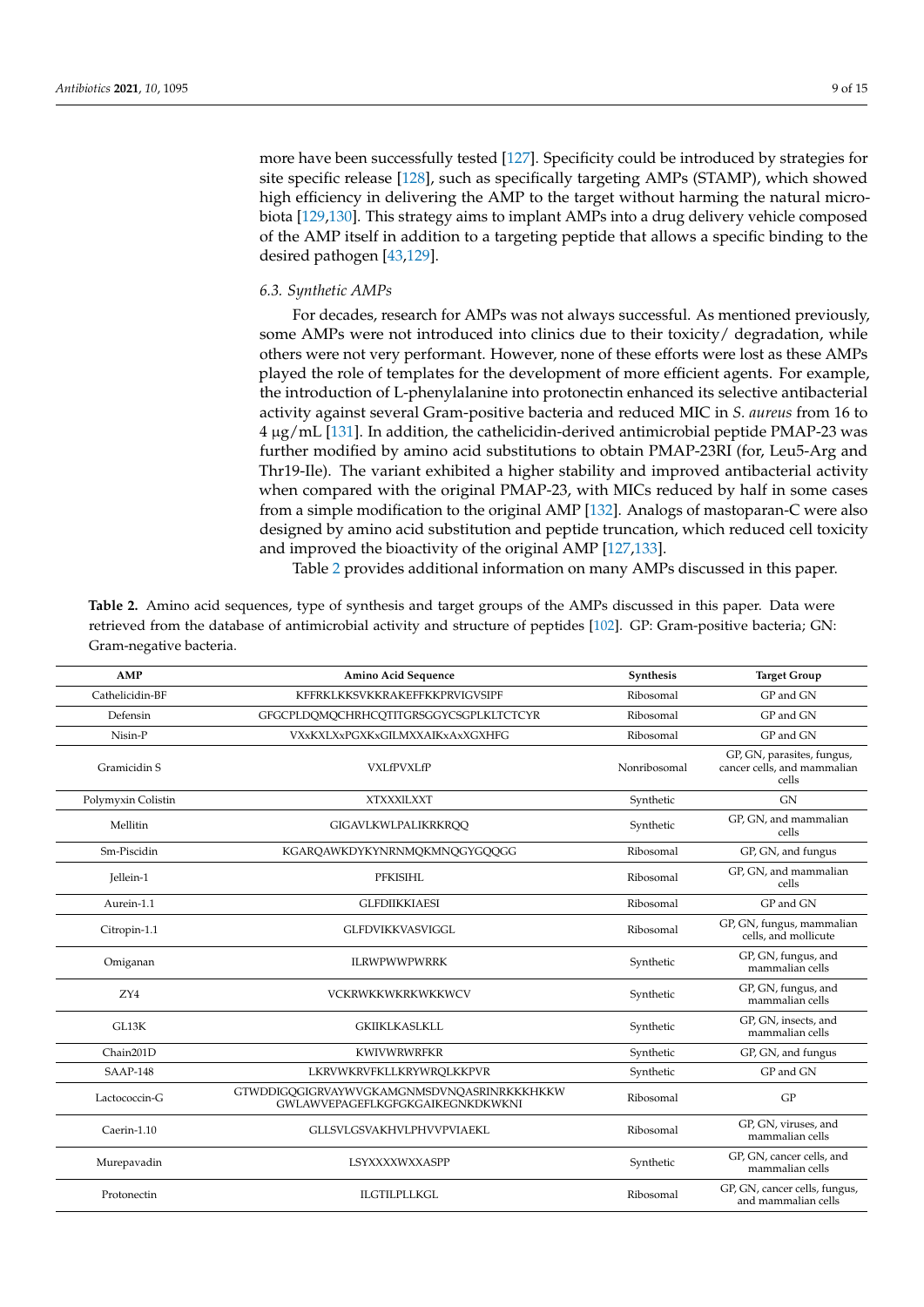more have been successfully tested [127]. Specificity could be introduced by strategies for site specific release [128], such as specifically targeting AMPs (STAMP), which showed high efficiency in delivering the AMP to the target without harming the natural microbiota [129,130]. This strategy aims to implant AMPs into a drug delivery vehicle composed of the AMP itself in addition to a targeting peptide that allows a specific binding to the desired pathogen [43,129].

### 6.3. Synthetic AMPs

For decades, research for AMPs was not always successful. As mentioned previously, some AMPs were not introduced into clinics due to their toxicity/ degradation, while others were not very performant. However, none of these efforts were lost as these AMPs played the role of templates for the development of more efficient agents. For example, the introduction of L-phenylalanine into protonectin enhanced its selective antibacterial activity against several Gram-positive bacteria and reduced MIC in *S. aureus* from 16 to 4 μg/mL [131]. In addition, the cathelicidin-derived antimicrobial peptide PMAP-23 was further modified by amino acid substitutions to obtain PMAP-23RI (for, Leu5-Arg and Thr19-Ile). The variant exhibited a higher stability and improved antibacterial activity when compared with the original PMAP-23, with MICs reduced by half in some cases from a simple modification to the original AMP [132]. Analogs of mastoparan-C were also designed by amino acid substitution and peptide truncation, which reduced cell toxicity and improved the bioactivity of the original AMP [127,133].

Table 2 provides additional information on many AMPs discussed in this paper.

**Table 2.** Amino acid sequences, type of synthesis and target groups of the AMPs discussed in this paper. Data were retrieved from the database of antimicrobial activity and structure of peptides [102]. GP: Gram-positive bacteria; GN: Gram-negative bacteria.

| AMP | Amino Acid Sequence | Synthesis | Target Group |
|---|---|---|---|
| Cathelicidin-BF | KFFRKLKKSVKKRAKEFFKKPRVIGVSIPF | Ribosomal | GP and GN |
| Defensin | GFGCPLDQMQCHRHCQTITGRSGGYCSGPLKLTCTCYR | Ribosomal | GP and GN |
| Nisin-P | VXxKXLXxPGXKxGILMXXAIKxAxXGXHFG | Ribosomal | GP and GN |
| Gramicidin S | VXLfPVXLfP | Nonribosomal | GP, GN, parasites, fungus, cancer cells, and mammalian cells |
| Polymyxin Colistin | XTXXXlLXXT | Synthetic | GN |
| Mellitin | GIGAVLKWLPALIKRKRQQ | Synthetic | GP, GN, and mammalian cells |
| Sm-Piscidin | KGARQAWKDYKYNRNMQKMNQGYGQQGG | Ribosomal | GP, GN, and fungus |
| Jellein-1 | PFKISIHL | Ribosomal | GP, GN, and mammalian cells |
| Aurein-1.1 | GLFDIIKKIAESI | Ribosomal | GP and GN |
| Citropin-1.1 | GLFDVIKKVASVIGGL | Ribosomal | GP, GN, fungus, mammalian cells, and mollicute |
| Omiganan | ILRWPWWPWRRK | Synthetic | GP, GN, fungus, and mammalian cells |
| ZY4 | VCKRWKKWKRKWKKWCV | Synthetic | GP, GN, fungus, and mammalian cells |
| GL13K | GKIIKLKASLKLL | Synthetic | GP, GN, insects, and mammalian cells |
| Chain201D | KWIVWRWRFKR | Synthetic | GP, GN, and fungus |
| SAAP-148 | LKRVWKRVFKLLKRYWRQLKKPVR | Synthetic | GP and GN |
| Lactococcin-G | GTWDDIGQGIGRVAYWVGKAMGNMSDVNQASRINRKKKHKKW GWLAWVEPAGEFLKGFGKGAIKEGNKDKWKNI | Ribosomal | GP |
| Caerin-1.10 | GLLSVLGSVAKHVLPHVVPVIAEKL | Ribosomal | GP, GN, viruses, and mammalian cells |
| Murepavadin | LSYXXXXWXXASPP | Synthetic | GP, GN, cancer cells, and mammalian cells |
| Protonectin | ILGTILPLLKGL | Ribosomal | GP, GN, cancer cells, fungus, and mammalian cells |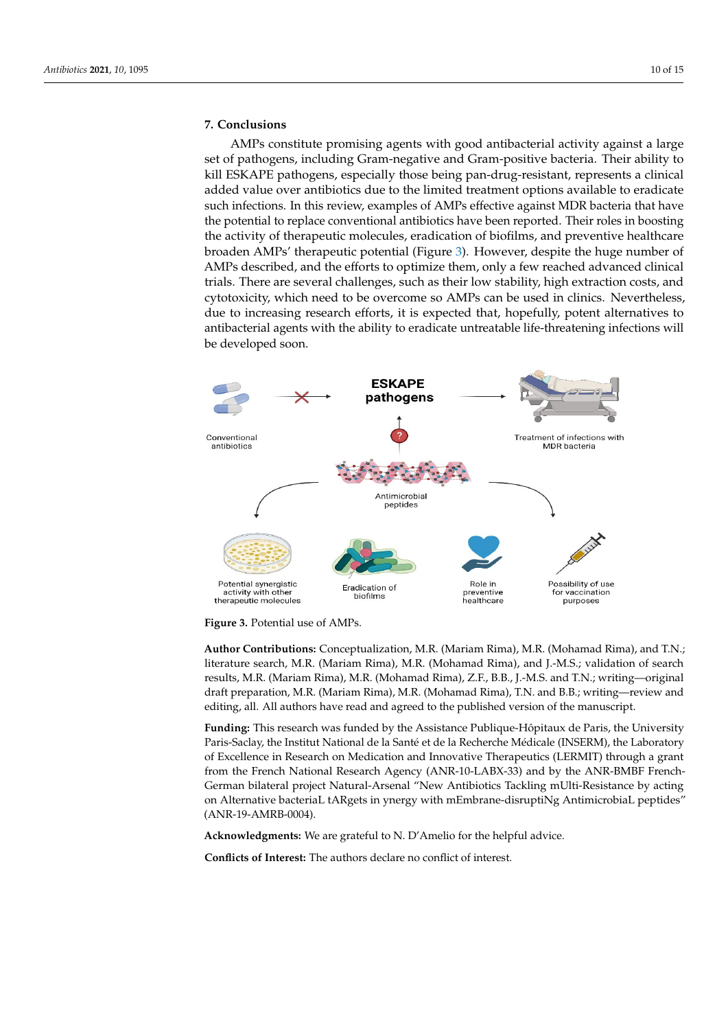## 7. Conclusions

AMPs constitute promising agents with good antibacterial activity against a large set of pathogens, including Gram-negative and Gram-positive bacteria. Their ability to kill ESKAPE pathogens, especially those being pan-drug-resistant, represents a clinical added value over antibiotics due to the limited treatment options available to eradicate such infections. In this review, examples of AMPs effective against MDR bacteria that have the potential to replace conventional antibiotics have been reported. Their roles in boosting the activity of therapeutic molecules, eradication of biofilms, and preventive healthcare broaden AMPs' therapeutic potential (Figure 3). However, despite the huge number of AMPs described, and the efforts to optimize them, only a few reached advanced clinical trials. There are several challenges, such as their low stability, high extraction costs, and cytotoxicity, which need to be overcome so AMPs can be used in clinics. Nevertheless, due to increasing research efforts, it is expected that, hopefully, potent alternatives to antibacterial agents with the ability to eradicate untreatable life-threatening infections will be developed soon.

**Figure 3.** Potential use of AMPs.

**Author Contributions:** Conceptualization, M.R. (Mariam Rima), M.R. (Mohamad Rima), and T.N.; literature search, M.R. (Mariam Rima), M.R. (Mohamad Rima), and J.-M.S.; validation of search results, M.R. (Mariam Rima), M.R. (Mohamad Rima), Z.F., B.B., J.-M.S. and T.N.; writing—original draft preparation, M.R. (Mariam Rima), M.R. (Mohamad Rima), T.N. and B.B.; writing—review and editing, all. All authors have read and agreed to the published version of the manuscript.

**Funding:** This research was funded by the Assistance Publique-Hôpitaux de Paris, the University Paris-Saclay, the Institut National de la Santé et de la Recherche Médicale (INSERM), the Laboratory of Excellence in Research on Medication and Innovative Therapeutics (LERMIT) through a grant from the French National Research Agency (ANR-10-LABX-33) and by the ANR-BMBF French-German bilateral project Natural-Arsenal "New Antibiotics Tackling mUlti-Resistance by acting on Alternative bacteriaL tARgets in ynergy with mEmbrane-disruptiNg AntimicrobiaL peptides" (ANR-19-AMRB-0004).

**Acknowledgments:** We are grateful to N. D'Amelio for the helpful advice.

**Conflicts of Interest:** The authors declare no conflict of interest.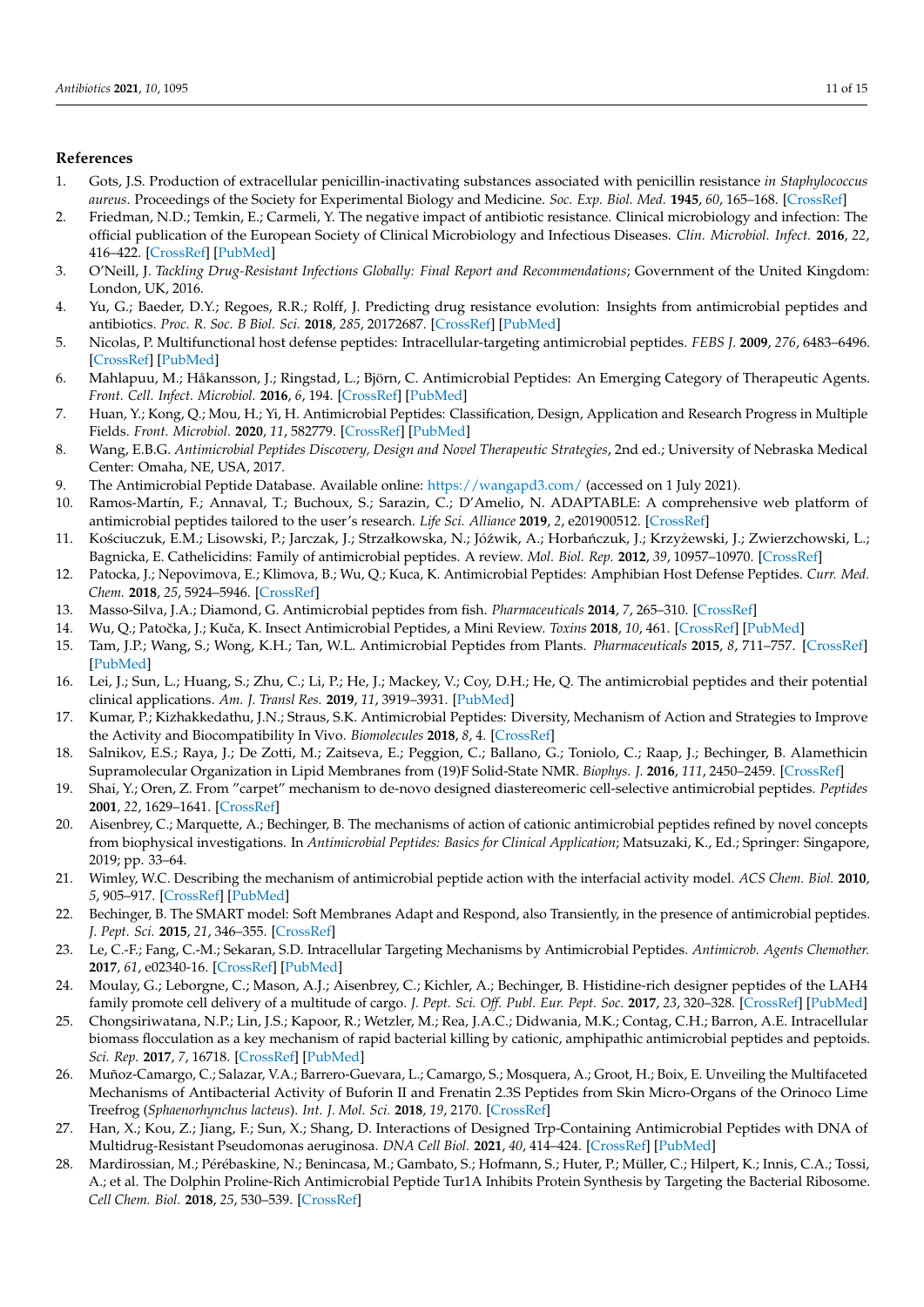## References

1. Gots, J.S. Production of extracellular penicillin-inactivating substances associated with penicillin resistance *in Staphylococcus aureus*. Proceedings of the Society for Experimental Biology and Medicine. *Soc. Exp. Biol. Med.* **1945**, *60*, 165–168. [CrossRef]
2. Friedman, N.D.; Temkin, E.; Carmeli, Y. The negative impact of antibiotic resistance. Clinical microbiology and infection: The official publication of the European Society of Clinical Microbiology and Infectious Diseases. *Clin. Microbiol. Infect.* **2016**, *22*, 416–422. [CrossRef] [PubMed]
3. O'Neill, J. *Tackling Drug-Resistant Infections Globally: Final Report and Recommendations*; Government of the United Kingdom: London, UK, 2016.
4. Yu, G.; Baeder, D.Y.; Regoes, R.R.; Rolff, J. Predicting drug resistance evolution: Insights from antimicrobial peptides and antibiotics. *Proc. R. Soc. B Biol. Sci.* **2018**, *285*, 20172687. [CrossRef] [PubMed]
5. Nicolas, P. Multifunctional host defense peptides: Intracellular-targeting antimicrobial peptides. *FEBS J.* **2009**, *276*, 6483–6496. [CrossRef] [PubMed]
6. Mahlapuu, M.; Håkansson, J.; Ringstad, L.; Björn, C. Antimicrobial Peptides: An Emerging Category of Therapeutic Agents. *Front. Cell. Infect. Microbiol.* **2016**, *6*, 194. [CrossRef] [PubMed]
7. Huan, Y.; Kong, Q.; Mou, H.; Yi, H. Antimicrobial Peptides: Classification, Design, Application and Research Progress in Multiple Fields. *Front. Microbiol.* **2020**, *11*, 582779. [CrossRef] [PubMed]
8. Wang, E.B.G. *Antimicrobial Peptides Discovery, Design and Novel Therapeutic Strategies*, 2nd ed.; University of Nebraska Medical Center: Omaha, NE, USA, 2017.
9. The Antimicrobial Peptide Database. Available online: https://wangapd3.com/ (accessed on 1 July 2021).
10. Ramos-Martín, F.; Annaval, T.; Buchoux, S.; Sarazin, C.; D'Amelio, N. ADAPTABLE: A comprehensive web platform of antimicrobial peptides tailored to the user's research. *Life Sci. Alliance* **2019**, *2*, e201900512. [CrossRef]
11. Kościuczuk, E.M.; Lisowski, P.; Jarczak, J.; Strzałkowska, N.; Jóźwik, A.; Horbańczuk, J.; Krzyżewski, J.; Zwierzchowski, L.; Bagnicka, E. Cathelicidins: Family of antimicrobial peptides. A review. *Mol. Biol. Rep.* **2012**, *39*, 10957–10970. [CrossRef]
12. Patocka, J.; Nepovimova, E.; Klimova, B.; Wu, Q.; Kuca, K. Antimicrobial Peptides: Amphibian Host Defense Peptides. *Curr. Med. Chem.* **2018**, *25*, 5924–5946. [CrossRef]
13. Masso-Silva, J.A.; Diamond, G. Antimicrobial peptides from fish. *Pharmaceuticals* **2014**, *7*, 265–310. [CrossRef]
14. Wu, Q.; Patočka, J.; Kuča, K. Insect Antimicrobial Peptides, a Mini Review. *Toxins* **2018**, *10*, 461. [CrossRef] [PubMed]
15. Tam, J.P.; Wang, S.; Wong, K.H.; Tan, W.L. Antimicrobial Peptides from Plants. *Pharmaceuticals* **2015**, *8*, 711–757. [CrossRef] [PubMed]
16. Lei, J.; Sun, L.; Huang, S.; Zhu, C.; Li, P.; He, J.; Mackey, V.; Coy, D.H.; He, Q. The antimicrobial peptides and their potential clinical applications. *Am. J. Transl Res.* **2019**, *11*, 3919–3931. [PubMed]
17. Kumar, P.; Kizhakkedathu, J.N.; Straus, S.K. Antimicrobial Peptides: Diversity, Mechanism of Action and Strategies to Improve the Activity and Biocompatibility In Vivo. *Biomolecules* **2018**, *8*, 4. [CrossRef]
18. Salnikov, E.S.; Raya, J.; De Zotti, M.; Zaitseva, E.; Peggion, C.; Ballano, G.; Toniolo, C.; Raap, J.; Bechinger, B. Alamethicin Supramolecular Organization in Lipid Membranes from (19)F Solid-State NMR. *Biophys. J.* **2016**, *111*, 2450–2459. [CrossRef]
19. Shai, Y.; Oren, Z. From "carpet" mechanism to de-novo designed diastereomeric cell-selective antimicrobial peptides. *Peptides* **2001**, *22*, 1629–1641. [CrossRef]
20. Aisenbrey, C.; Marquette, A.; Bechinger, B. The mechanisms of action of cationic antimicrobial peptides refined by novel concepts from biophysical investigations. In *Antimicrobial Peptides: Basics for Clinical Application*; Matsuzaki, K., Ed.; Springer: Singapore, 2019; pp. 33–64.
21. Wimley, W.C. Describing the mechanism of antimicrobial peptide action with the interfacial activity model. *ACS Chem. Biol.* **2010**, *5*, 905–917. [CrossRef] [PubMed]
22. Bechinger, B. The SMART model: Soft Membranes Adapt and Respond, also Transiently, in the presence of antimicrobial peptides. *J. Pept. Sci.* **2015**, *21*, 346–355. [CrossRef]
23. Le, C.-F.; Fang, C.-M.; Sekaran, S.D. Intracellular Targeting Mechanisms by Antimicrobial Peptides. *Antimicrob. Agents Chemother.* **2017**, *61*, e02340-16. [CrossRef] [PubMed]
24. Moulay, G.; Leborgne, C.; Mason, A.J.; Aisenbrey, C.; Kichler, A.; Bechinger, B. Histidine-rich designer peptides of the LAH4 family promote cell delivery of a multitude of cargo. *J. Pept. Sci. Off. Publ. Eur. Pept. Soc.* **2017**, *23*, 320–328. [CrossRef] [PubMed]
25. Chongsiriwatana, N.P.; Lin, J.S.; Kapoor, R.; Wetzler, M.; Rea, J.A.C.; Didwania, M.K.; Contag, C.H.; Barron, A.E. Intracellular biomass flocculation as a key mechanism of rapid bacterial killing by cationic, amphipathic antimicrobial peptides and peptoids. *Sci. Rep.* **2017**, *7*, 16718. [CrossRef] [PubMed]
26. Muñoz-Camargo, C.; Salazar, V.A.; Barrero-Guevara, L.; Camargo, S.; Mosquera, A.; Groot, H.; Boix, E. Unveiling the Multifaceted Mechanisms of Antibacterial Activity of Buforin II and Frenatin 2.3S Peptides from Skin Micro-Organs of the Orinoco Lime Treefrog (*Sphaenorhynchus lacteus*). *Int. J. Mol. Sci.* **2018**, *19*, 2170. [CrossRef]
27. Han, X.; Kou, Z.; Jiang, F.; Sun, X.; Shang, D. Interactions of Designed Trp-Containing Antimicrobial Peptides with DNA of Multidrug-Resistant Pseudomonas aeruginosa. *DNA Cell Biol.* **2021**, *40*, 414–424. [CrossRef] [PubMed]
28. Mardirossian, M.; Pérébaskine, N.; Benincasa, M.; Gambato, S.; Hofmann, S.; Huter, P.; Müller, C.; Hilpert, K.; Innis, C.A.; Tossi, A.; et al. The Dolphin Proline-Rich Antimicrobial Peptide Tur1A Inhibits Protein Synthesis by Targeting the Bacterial Ribosome. *Cell Chem. Biol.* **2018**, *25*, 530–539. [CrossRef]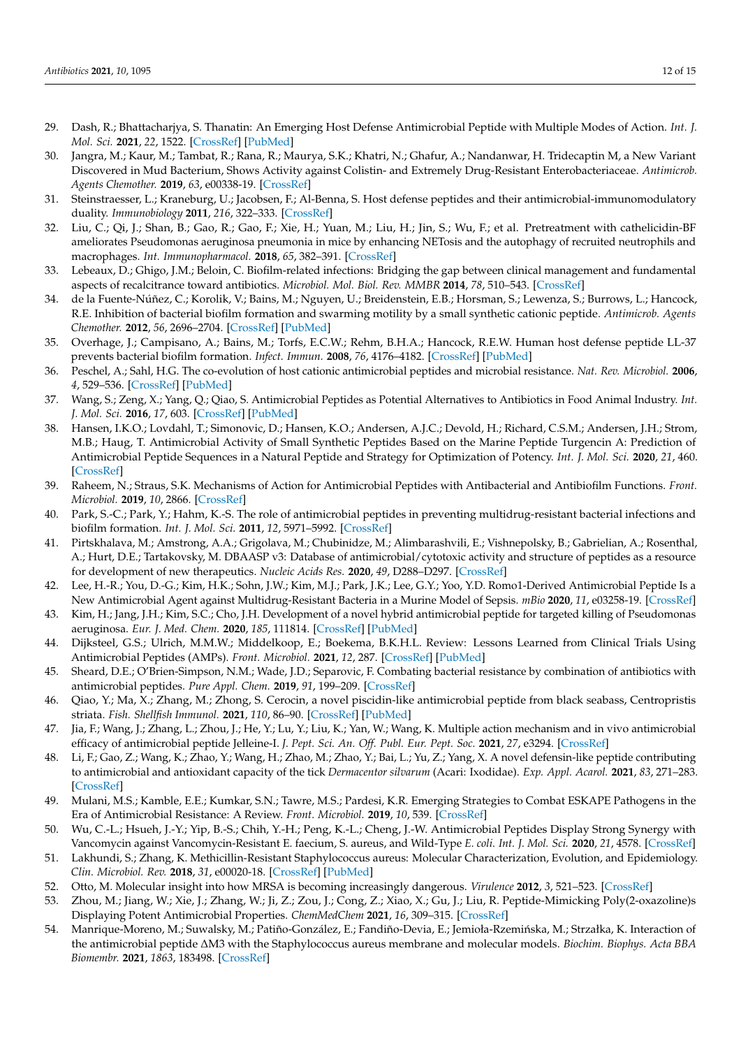29. Dash, R.; Bhattacharjya, S. Thanatin: An Emerging Host Defense Antimicrobial Peptide with Multiple Modes of Action. *Int. J. Mol. Sci.* **2021**, *22*, 1522. [CrossRef] [PubMed]
30. Jangra, M.; Kaur, M.; Tambat, R.; Rana, R.; Maurya, S.K.; Khatri, N.; Ghafur, A.; Nandanwar, H. Tridecaptin M, a New Variant Discovered in Mud Bacterium, Shows Activity against Colistin- and Extremely Drug-Resistant Enterobacteriaceae. *Antimicrob. Agents Chemother.* **2019**, *63*, e00338-19. [CrossRef]
31. Steinstraesser, L.; Kraneburg, U.; Jacobsen, F.; Al-Benna, S. Host defense peptides and their antimicrobial-immunomodulatory duality. *Immunobiology* **2011**, *216*, 322–333. [CrossRef]
32. Liu, C.; Qi, J.; Shan, B.; Gao, R.; Gao, F.; Xie, H.; Yuan, M.; Liu, H.; Jin, S.; Wu, F.; et al. Pretreatment with cathelicidin-BF ameliorates Pseudomonas aeruginosa pneumonia in mice by enhancing NETosis and the autophagy of recruited neutrophils and macrophages. *Int. Immunopharmacol.* **2018**, *65*, 382–391. [CrossRef]
33. Lebeaux, D.; Ghigo, J.M.; Beloin, C. Biofilm-related infections: Bridging the gap between clinical management and fundamental aspects of recalcitrance toward antibiotics. *Microbiol. Mol. Biol. Rev. MMBR* **2014**, *78*, 510–543. [CrossRef]
34. de la Fuente-Núñez, C.; Korolik, V.; Bains, M.; Nguyen, U.; Breidenstein, E.B.; Horsman, S.; Lewenza, S.; Burrows, L.; Hancock, R.E. Inhibition of bacterial biofilm formation and swarming motility by a small synthetic cationic peptide. *Antimicrob. Agents Chemother.* **2012**, *56*, 2696–2704. [CrossRef] [PubMed]
35. Overhage, J.; Campisano, A.; Bains, M.; Torfs, E.C.W.; Rehm, B.H.A.; Hancock, R.E.W. Human host defense peptide LL-37 prevents bacterial biofilm formation. *Infect. Immun.* **2008**, *76*, 4176–4182. [CrossRef] [PubMed]
36. Peschel, A.; Sahl, H.G. The co-evolution of host cationic antimicrobial peptides and microbial resistance. *Nat. Rev. Microbiol.* **2006**, *4*, 529–536. [CrossRef] [PubMed]
37. Wang, S.; Zeng, X.; Yang, Q.; Qiao, S. Antimicrobial Peptides as Potential Alternatives to Antibiotics in Food Animal Industry. *Int. J. Mol. Sci.* **2016**, *17*, 603. [CrossRef] [PubMed]
38. Hansen, I.K.O.; Lovdahl, T.; Simonovic, D.; Hansen, K.O.; Andersen, A.J.C.; Devold, H.; Richard, C.S.M.; Andersen, J.H.; Strom, M.B.; Haug, T. Antimicrobial Activity of Small Synthetic Peptides Based on the Marine Peptide Turgencin A: Prediction of Antimicrobial Peptide Sequences in a Natural Peptide and Strategy for Optimization of Potency. *Int. J. Mol. Sci.* **2020**, *21*, 460. [CrossRef]
39. Raheem, N.; Straus, S.K. Mechanisms of Action for Antimicrobial Peptides with Antibacterial and Antibiofilm Functions. *Front. Microbiol.* **2019**, *10*, 2866. [CrossRef]
40. Park, S.-C.; Park, Y.; Hahm, K.-S. The role of antimicrobial peptides in preventing multidrug-resistant bacterial infections and biofilm formation. *Int. J. Mol. Sci.* **2011**, *12*, 5971–5992. [CrossRef]
41. Pirtskhalava, M.; Amstrong, A.A.; Grigolava, M.; Chubinidze, M.; Alimbarashvili, E.; Vishnepolsky, B.; Gabrielian, A.; Rosenthal, A.; Hurt, D.E.; Tartakovsky, M. DBAASP v3: Database of antimicrobial/cytotoxic activity and structure of peptides as a resource for development of new therapeutics. *Nucleic Acids Res.* **2020**, *49*, D288–D297. [CrossRef]
42. Lee, H.-R.; You, D.-G.; Kim, H.K.; Sohn, J.W.; Kim, M.J.; Park, J.K.; Lee, G.Y.; Yoo, Y.D. Romo1-Derived Antimicrobial Peptide Is a New Antimicrobial Agent against Multidrug-Resistant Bacteria in a Murine Model of Sepsis. *mBio* **2020**, *11*, e03258-19. [CrossRef]
43. Kim, H.; Jang, J.H.; Kim, S.C.; Cho, J.H. Development of a novel hybrid antimicrobial peptide for targeted killing of Pseudomonas aeruginosa. *Eur. J. Med. Chem.* **2020**, *185*, 111814. [CrossRef] [PubMed]
44. Dijksteel, G.S.; Ulrich, M.M.W.; Middelkoop, E.; Boekema, B.K.H.L. Review: Lessons Learned from Clinical Trials Using Antimicrobial Peptides (AMPs). *Front. Microbiol.* **2021**, *12*, 287. [CrossRef] [PubMed]
45. Sheard, D.E.; O'Brien-Simpson, N.M.; Wade, J.D.; Separovic, F. Combating bacterial resistance by combination of antibiotics with antimicrobial peptides. *Pure Appl. Chem.* **2019**, *91*, 199–209. [CrossRef]
46. Qiao, Y.; Ma, X.; Zhang, M.; Zhong, S. Cerocin, a novel piscidin-like antimicrobial peptide from black seabass, Centropristis striata. *Fish. Shellfish Immunol.* **2021**, *110*, 86–90. [CrossRef] [PubMed]
47. Jia, F.; Wang, J.; Zhang, L.; Zhou, J.; He, Y.; Lu, Y.; Liu, K.; Yan, W.; Wang, K. Multiple action mechanism and in vivo antimicrobial efficacy of antimicrobial peptide Jelleine-I. *J. Pept. Sci. An. Off. Publ. Eur. Pept. Soc.* **2021**, *27*, e3294. [CrossRef]
48. Li, F.; Gao, Z.; Wang, K.; Zhao, Y.; Wang, H.; Zhao, M.; Zhao, Y.; Bai, L.; Yu, Z.; Yang, X. A novel defensin-like peptide contributing to antimicrobial and antioxidant capacity of the tick *Dermacentor silvarum* (Acari: Ixodidae). *Exp. Appl. Acarol.* **2021**, *83*, 271–283. [CrossRef]
49. Mulani, M.S.; Kamble, E.E.; Kumkar, S.N.; Tawre, M.S.; Pardesi, K.R. Emerging Strategies to Combat ESKAPE Pathogens in the Era of Antimicrobial Resistance: A Review. *Front. Microbiol.* **2019**, *10*, 539. [CrossRef]
50. Wu, C.-L.; Hsueh, J.-Y.; Yip, B.-S.; Chih, Y.-H.; Peng, K.-L.; Cheng, J.-W. Antimicrobial Peptides Display Strong Synergy with Vancomycin against Vancomycin-Resistant E. faecium, S. aureus, and Wild-Type *E. coli*. *Int. J. Mol. Sci.* **2020**, *21*, 4578. [CrossRef]
51. Lakhundi, S.; Zhang, K. Methicillin-Resistant Staphylococcus aureus: Molecular Characterization, Evolution, and Epidemiology. *Clin. Microbiol. Rev.* **2018**, *31*, e00020-18. [CrossRef] [PubMed]
52. Otto, M. Molecular insight into how MRSA is becoming increasingly dangerous. *Virulence* **2012**, *3*, 521–523. [CrossRef]
53. Zhou, M.; Jiang, W.; Xie, J.; Zhang, W.; Ji, Z.; Zou, J.; Cong, Z.; Xiao, X.; Gu, J.; Liu, R. Peptide-Mimicking Poly(2-oxazoline)s Displaying Potent Antimicrobial Properties. *ChemMedChem* **2021**, *16*, 309–315. [CrossRef]
54. Manrique-Moreno, M.; Suwalsky, M.; Patiño-González, E.; Fandiño-Devia, E.; Jemioła-Rzemińska, M.; Strzałka, K. Interaction of the antimicrobial peptide ΔM3 with the Staphylococcus aureus membrane and molecular models. *Biochim. Biophys. Acta BBA Biomembr.* **2021**, *1863*, 183498. [CrossRef]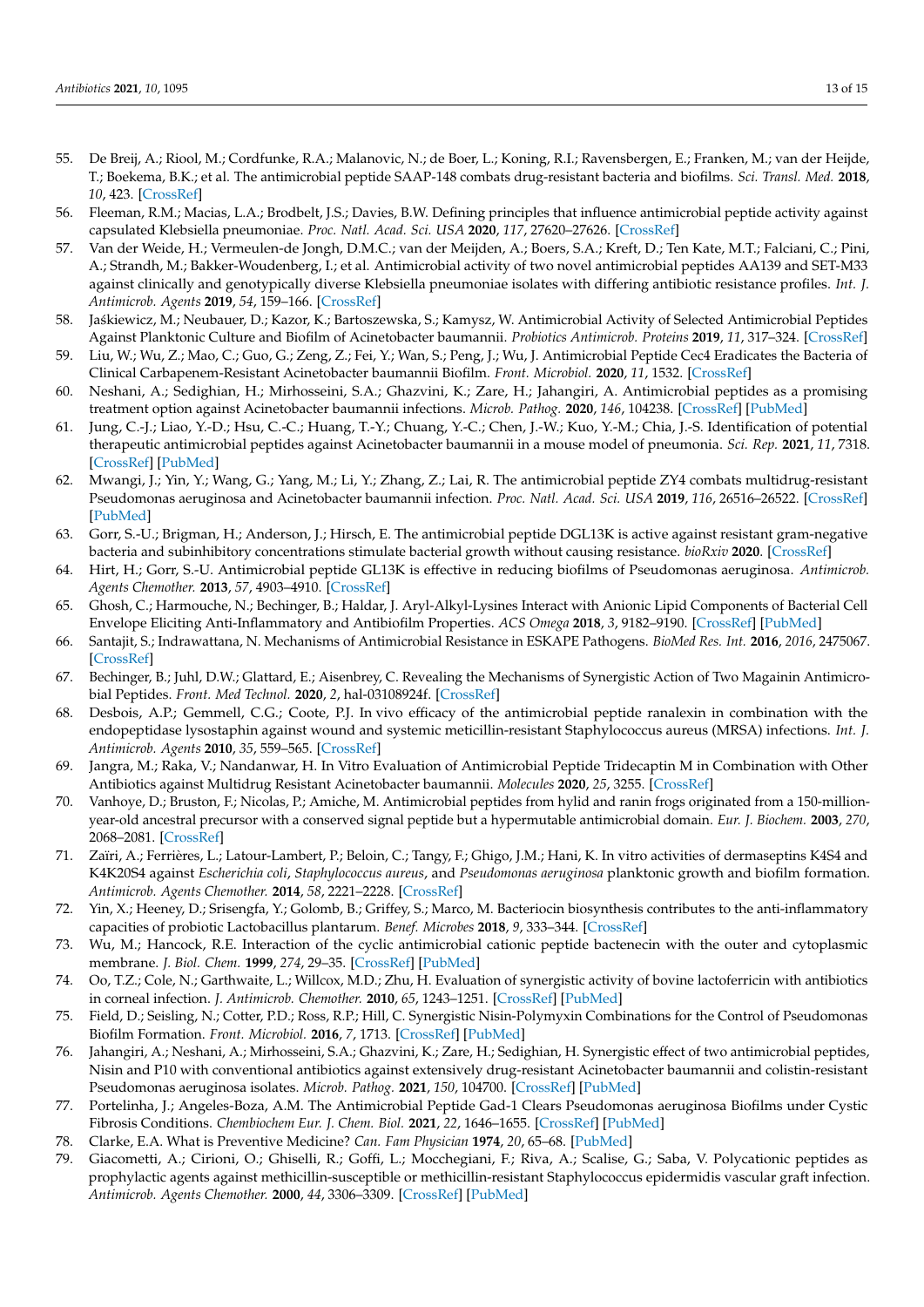55. De Breij, A.; Riool, M.; Cordfunke, R.A.; Malanovic, N.; de Boer, L.; Koning, R.I.; Ravensbergen, E.; Franken, M.; van der Heijde, T.; Boekema, B.K.; et al. The antimicrobial peptide SAAP-148 combats drug-resistant bacteria and biofilms. *Sci. Transl. Med.* **2018**, *10*, 423. [CrossRef]
56. Fleeman, R.M.; Macias, L.A.; Brodbelt, J.S.; Davies, B.W. Defining principles that influence antimicrobial peptide activity against capsulated Klebsiella pneumoniae. *Proc. Natl. Acad. Sci. USA* **2020**, *117*, 27620–27626. [CrossRef]
57. Van der Weide, H.; Vermeulen-de Jongh, D.M.C.; van der Meijden, A.; Boers, S.A.; Kreft, D.; Ten Kate, M.T.; Falciani, C.; Pini, A.; Strandh, M.; Bakker-Woudenberg, I.; et al. Antimicrobial activity of two novel antimicrobial peptides AA139 and SET-M33 against clinically and genotypically diverse Klebsiella pneumoniae isolates with differing antibiotic resistance profiles. *Int. J. Antimicrob. Agents* **2019**, *54*, 159–166. [CrossRef]
58. Jaśkiewicz, M.; Neubauer, D.; Kazor, K.; Bartoszewska, S.; Kamysz, W. Antimicrobial Activity of Selected Antimicrobial Peptides Against Planktonic Culture and Biofilm of Acinetobacter baumannii. *Probiotics Antimicrob. Proteins* **2019**, *11*, 317–324. [CrossRef]
59. Liu, W.; Wu, Z.; Mao, C.; Guo, G.; Zeng, Z.; Fei, Y.; Wan, S.; Peng, J.; Wu, J. Antimicrobial Peptide Cec4 Eradicates the Bacteria of Clinical Carbapenem-Resistant Acinetobacter baumannii Biofilm. *Front. Microbiol.* **2020**, *11*, 1532. [CrossRef]
60. Neshani, A.; Sedighian, H.; Mirhosseini, S.A.; Ghazvini, K.; Zare, H.; Jahangiri, A. Antimicrobial peptides as a promising treatment option against Acinetobacter baumannii infections. *Microb. Pathog.* **2020**, *146*, 104238. [CrossRef] [PubMed]
61. Jung, C.-J.; Liao, Y.-D.; Hsu, C.-C.; Huang, T.-Y.; Chuang, Y.-C.; Chen, J.-W.; Kuo, Y.-M.; Chia, J.-S. Identification of potential therapeutic antimicrobial peptides against Acinetobacter baumannii in a mouse model of pneumonia. *Sci. Rep.* **2021**, *11*, 7318. [CrossRef] [PubMed]
62. Mwangi, J.; Yin, Y.; Wang, G.; Yang, M.; Li, Y.; Zhang, Z.; Lai, R. The antimicrobial peptide ZY4 combats multidrug-resistant Pseudomonas aeruginosa and Acinetobacter baumannii infection. *Proc. Natl. Acad. Sci. USA* **2019**, *116*, 26516–26522. [CrossRef] [PubMed]
63. Gorr, S.-U.; Brigman, H.; Anderson, J.; Hirsch, E. The antimicrobial peptide DGL13K is active against resistant gram-negative bacteria and subinhibitory concentrations stimulate bacterial growth without causing resistance. *bioRxiv* **2020**. [CrossRef]
64. Hirt, H.; Gorr, S.-U. Antimicrobial peptide GL13K is effective in reducing biofilms of Pseudomonas aeruginosa. *Antimicrob. Agents Chemother.* **2013**, *57*, 4903–4910. [CrossRef]
65. Ghosh, C.; Harmouche, N.; Bechinger, B.; Haldar, J. Aryl-Alkyl-Lysines Interact with Anionic Lipid Components of Bacterial Cell Envelope Eliciting Anti-Inflammatory and Antibiofilm Properties. *ACS Omega* **2018**, *3*, 9182–9190. [CrossRef] [PubMed]
66. Santajit, S.; Indrawattana, N. Mechanisms of Antimicrobial Resistance in ESKAPE Pathogens. *BioMed Res. Int.* **2016**, *2016*, 2475067. [CrossRef]
67. Bechinger, B.; Juhl, D.W.; Glattard, E.; Aisenbrey, C. Revealing the Mechanisms of Synergistic Action of Two Magainin Antimicrobial Peptides. *Front. Med Technol.* **2020**, *2*, hal-03108924f. [CrossRef]
68. Desbois, A.P.; Gemmell, C.G.; Coote, P.J. In vivo efficacy of the antimicrobial peptide ranalexin in combination with the endopeptidase lysostaphin against wound and systemic meticillin-resistant Staphylococcus aureus (MRSA) infections. *Int. J. Antimicrob. Agents* **2010**, *35*, 559–565. [CrossRef]
69. Jangra, M.; Raka, V.; Nandanwar, H. In Vitro Evaluation of Antimicrobial Peptide Tridecaptin M in Combination with Other Antibiotics against Multidrug Resistant Acinetobacter baumannii. *Molecules* **2020**, *25*, 3255. [CrossRef]
70. Vanhoye, D.; Bruston, F.; Nicolas, P.; Amiche, M. Antimicrobial peptides from hylid and ranin frogs originated from a 150-million-year-old ancestral precursor with a conserved signal peptide but a hypermutable antimicrobial domain. *Eur. J. Biochem.* **2003**, *270*, 2068–2081. [CrossRef]
71. Zaïri, A.; Ferrières, L.; Latour-Lambert, P.; Beloin, C.; Tangy, F.; Ghigo, J.M.; Hani, K. In vitro activities of dermaseptins K4S4 and K4K20S4 against *Escherichia coli*, *Staphylococcus aureus*, and *Pseudomonas aeruginosa* planktonic growth and biofilm formation. *Antimicrob. Agents Chemother.* **2014**, *58*, 2221–2228. [CrossRef]
72. Yin, X.; Heeney, D.; Srisengfa, Y.; Golomb, B.; Griffey, S.; Marco, M. Bacteriocin biosynthesis contributes to the anti-inflammatory capacities of probiotic Lactobacillus plantarum. *Benef. Microbes* **2018**, *9*, 333–344. [CrossRef]
73. Wu, M.; Hancock, R.E. Interaction of the cyclic antimicrobial cationic peptide bactenecin with the outer and cytoplasmic membrane. *J. Biol. Chem.* **1999**, *274*, 29–35. [CrossRef] [PubMed]
74. Oo, T.Z.; Cole, N.; Garthwaite, L.; Willcox, M.D.; Zhu, H. Evaluation of synergistic activity of bovine lactoferricin with antibiotics in corneal infection. *J. Antimicrob. Chemother.* **2010**, *65*, 1243–1251. [CrossRef] [PubMed]
75. Field, D.; Seisling, N.; Cotter, P.D.; Ross, R.P.; Hill, C. Synergistic Nisin-Polymyxin Combinations for the Control of Pseudomonas Biofilm Formation. *Front. Microbiol.* **2016**, *7*, 1713. [CrossRef] [PubMed]
76. Jahangiri, A.; Neshani, A.; Mirhosseini, S.A.; Ghazvini, K.; Zare, H.; Sedighian, H. Synergistic effect of two antimicrobial peptides, Nisin and P10 with conventional antibiotics against extensively drug-resistant Acinetobacter baumannii and colistin-resistant Pseudomonas aeruginosa isolates. *Microb. Pathog.* **2021**, *150*, 104700. [CrossRef] [PubMed]
77. Portelinha, J.; Angeles-Boza, A.M. The Antimicrobial Peptide Gad-1 Clears Pseudomonas aeruginosa Biofilms under Cystic Fibrosis Conditions. *Chembiochem Eur. J. Chem. Biol.* **2021**, *22*, 1646–1655. [CrossRef] [PubMed]
78. Clarke, E.A. What is Preventive Medicine? *Can. Fam Physician* **1974**, *20*, 65–68. [PubMed]
79. Giacometti, A.; Cirioni, O.; Ghiselli, R.; Goffi, L.; Mocchegiani, F.; Riva, A.; Scalise, G.; Saba, V. Polycationic peptides as prophylactic agents against methicillin-susceptible or methicillin-resistant Staphylococcus epidermidis vascular graft infection. *Antimicrob. Agents Chemother.* **2000**, *44*, 3306–3309. [CrossRef] [PubMed]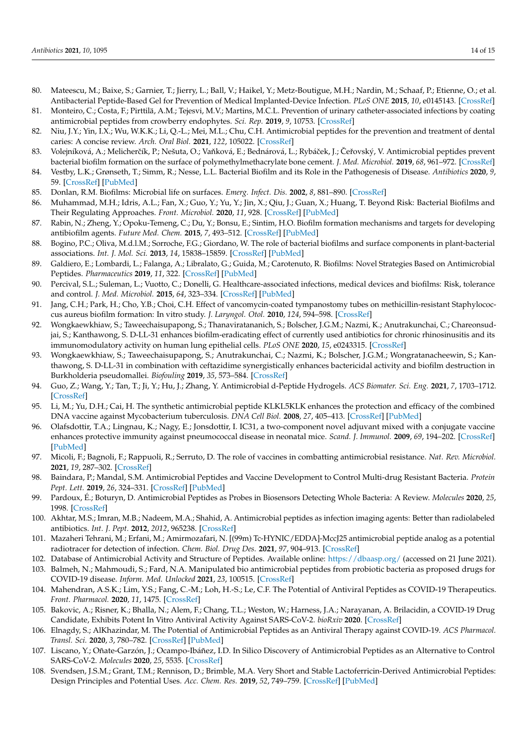80. Mateescu, M.; Baixe, S.; Garnier, T.; Jierry, L.; Ball, V.; Haikel, Y.; Metz-Boutigue, M.H.; Nardin, M.; Schaaf, P.; Etienne, O.; et al. Antibacterial Peptide-Based Gel for Prevention of Medical Implanted-Device Infection. *PLoS ONE* **2015**, *10*, e0145143. [CrossRef]
81. Monteiro, C.; Costa, F.; Pirttilä, A.M.; Tejesvi, M.V.; Martins, M.C.L. Prevention of urinary catheter-associated infections by coating antimicrobial peptides from crowberry endophytes. *Sci. Rep.* **2019**, *9*, 10753. [CrossRef]
82. Niu, J.Y.; Yin, I.X.; Wu, W.K.K.; Li, Q.-L.; Mei, M.L.; Chu, C.H. Antimicrobial peptides for the prevention and treatment of dental caries: A concise review. *Arch. Oral Biol.* **2021**, *122*, 105022. [CrossRef]
83. Volejníková, A.; Melicherčík, P.; Nešuta, O.; Vaňková, E.; Bednárová, L.; Rybáček, J.; Čeřovský, V. Antimicrobial peptides prevent bacterial biofilm formation on the surface of polymethylmethacrylate bone cement. *J. Med. Microbiol.* **2019**, *68*, 961–972. [CrossRef]
84. Vestby, L.K.; Grønseth, T.; Simm, R.; Nesse, L.L. Bacterial Biofilm and its Role in the Pathogenesis of Disease. *Antibiotics* **2020**, *9*, 59. [CrossRef] [PubMed]
85. Donlan, R.M. Biofilms: Microbial life on surfaces. *Emerg. Infect. Dis.* **2002**, *8*, 881–890. [CrossRef]
86. Muhammad, M.H.; Idris, A.L.; Fan, X.; Guo, Y.; Yu, Y.; Jin, X.; Qiu, J.; Guan, X.; Huang, T. Beyond Risk: Bacterial Biofilms and Their Regulating Approaches. *Front. Microbiol.* **2020**, *11*, 928. [CrossRef] [PubMed]
87. Rabin, N.; Zheng, Y.; Opoku-Temeng, C.; Du, Y.; Bonsu, E.; Sintim, H.O. Biofilm formation mechanisms and targets for developing antibiofilm agents. *Future Med. Chem.* **2015**, *7*, 493–512. [CrossRef] [PubMed]
88. Bogino, P.C.; Oliva, M.d.l.M.; Sorroche, F.G.; Giordano, W. The role of bacterial biofilms and surface components in plant-bacterial associations. *Int. J. Mol. Sci.* **2013**, *14*, 15838–15859. [CrossRef] [PubMed]
89. Galdiero, E.; Lombardi, L.; Falanga, A.; Libralato, G.; Guida, M.; Carotenuto, R. Biofilms: Novel Strategies Based on Antimicrobial Peptides. *Pharmaceutics* **2019**, *11*, 322. [CrossRef] [PubMed]
90. Percival, S.L.; Suleman, L.; Vuotto, C.; Donelli, G. Healthcare-associated infections, medical devices and biofilms: Risk, tolerance and control. *J. Med. Microbiol.* **2015**, *64*, 323–334. [CrossRef] [PubMed]
91. Jang, C.H.; Park, H.; Cho, Y.B.; Choi, C.H. Effect of vancomycin-coated tympanostomy tubes on methicillin-resistant Staphylococcus aureus biofilm formation: In vitro study. *J. Laryngol. Otol.* **2010**, *124*, 594–598. [CrossRef]
92. Wongkaewkhiaw, S.; Taweechaisupapong, S.; Thanaviratananich, S.; Bolscher, J.G.M.; Nazmi, K.; Anutrakunchai, C.; Chareonsudjai, S.; Kanthawong, S. D-LL-31 enhances biofilm-eradicating effect of currently used antibiotics for chronic rhinosinusitis and its immunomodulatory activity on human lung epithelial cells. *PLoS ONE* **2020**, *15*, e0243315. [CrossRef]
93. Wongkaewkhiaw, S.; Taweechaisupapong, S.; Anutrakunchai, C.; Nazmi, K.; Bolscher, J.G.M.; Wongratanacheewin, S.; Kanthawong, S. D-LL-31 in combination with ceftazidime synergistically enhances bactericidal activity and biofilm destruction in Burkholderia pseudomallei. *Biofouling* **2019**, *35*, 573–584. [CrossRef]
94. Guo, Z.; Wang, Y.; Tan, T.; Ji, Y.; Hu, J.; Zhang, Y. Antimicrobial d-Peptide Hydrogels. *ACS Biomater. Sci. Eng.* **2021**, *7*, 1703–1712. [CrossRef]
95. Li, M.; Yu, D.H.; Cai, H. The synthetic antimicrobial peptide KLKL5KLK enhances the protection and efficacy of the combined DNA vaccine against Mycobacterium tuberculosis. *DNA Cell Biol.* **2008**, *27*, 405–413. [CrossRef] [PubMed]
96. Olafsdottir, T.A.; Lingnau, K.; Nagy, E.; Jonsdottir, I. IC31, a two-component novel adjuvant mixed with a conjugate vaccine enhances protective immunity against pneumococcal disease in neonatal mice. *Scand. J. Immunol.* **2009**, *69*, 194–202. [CrossRef] [PubMed]
97. Micoli, F.; Bagnoli, F.; Rappuoli, R.; Serruto, D. The role of vaccines in combatting antimicrobial resistance. *Nat. Rev. Microbiol.* **2021**, *19*, 287–302. [CrossRef]
98. Baindara, P.; Mandal, S.M. Antimicrobial Peptides and Vaccine Development to Control Multi-drug Resistant Bacteria. *Protein Pept. Lett.* **2019**, *26*, 324–331. [CrossRef] [PubMed]
99. Pardoux, É.; Boturyn, D. Antimicrobial Peptides as Probes in Biosensors Detecting Whole Bacteria: A Review. *Molecules* **2020**, *25*, 1998. [CrossRef]
100. Akhtar, M.S.; Imran, M.B.; Nadeem, M.A.; Shahid, A. Antimicrobial peptides as infection imaging agents: Better than radiolabeled antibiotics. *Int. J. Pept.* **2012**, *2012*, 965238. [CrossRef]
101. Mazaheri Tehrani, M.; Erfani, M.; Amirmozafari, N. [(99m) Tc-HYNIC/EDDA]-MccJ25 antimicrobial peptide analog as a potential radiotracer for detection of infection. *Chem. Biol. Drug Des.* **2021**, *97*, 904–913. [CrossRef]
102. Database of Antimicrobial Activity and Structure of Peptides. Available online: https://dbaasp.org/ (accessed on 21 June 2021).
103. Balmeh, N.; Mahmoudi, S.; Fard, N.A. Manipulated bio antimicrobial peptides from probiotic bacteria as proposed drugs for COVID-19 disease. *Inform. Med. Unlocked* **2021**, *23*, 100515. [CrossRef]
104. Mahendran, A.S.K.; Lim, Y.S.; Fang, C.-M.; Loh, H.-S.; Le, C.F. The Potential of Antiviral Peptides as COVID-19 Therapeutics. *Front. Pharmacol.* **2020**, *11*, 1475. [CrossRef]
105. Bakovic, A.; Risner, K.; Bhalla, N.; Alem, F.; Chang, T.L.; Weston, W.; Harness, J.A.; Narayanan, A. Brilacidin, a COVID-19 Drug Candidate, Exhibits Potent In Vitro Antiviral Activity Against SARS-CoV-2. *bioRxiv* **2020**. [CrossRef]
106. Elnagdy, S.; AlKhazindar, M. The Potential of Antimicrobial Peptides as an Antiviral Therapy against COVID-19. *ACS Pharmacol. Transl. Sci.* **2020**, *3*, 780–782. [CrossRef] [PubMed]
107. Liscano, Y.; Oñate-Garzón, J.; Ocampo-Ibáñez, I.D. In Silico Discovery of Antimicrobial Peptides as an Alternative to Control SARS-CoV-2. *Molecules* **2020**, *25*, 5535. [CrossRef]
108. Svendsen, J.S.M.; Grant, T.M.; Rennison, D.; Brimble, M.A. Very Short and Stable Lactoferricin-Derived Antimicrobial Peptides: Design Principles and Potential Uses. *Acc. Chem. Res.* **2019**, *52*, 749–759. [CrossRef] [PubMed]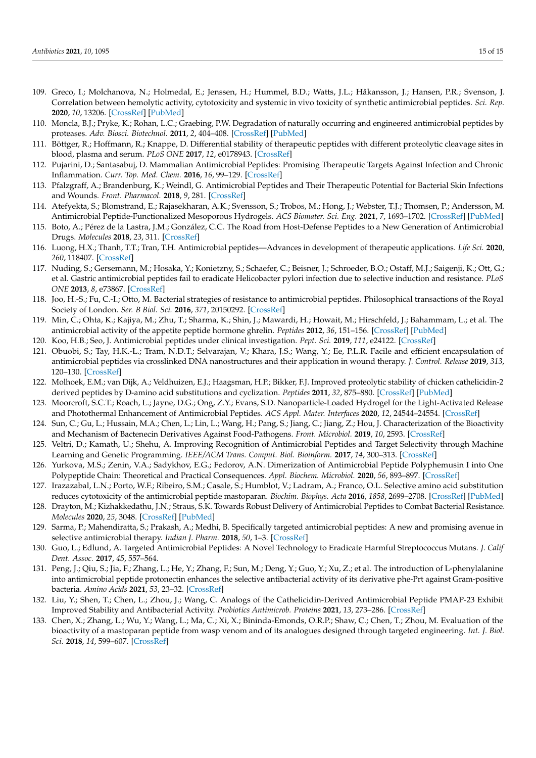109. Greco, I.; Molchanova, N.; Holmedal, E.; Jenssen, H.; Hummel, B.D.; Watts, J.L.; Håkansson, J.; Hansen, P.R.; Svenson, J. Correlation between hemolytic activity, cytotoxicity and systemic in vivo toxicity of synthetic antimicrobial peptides. *Sci. Rep.* **2020**, *10*, 13206. [CrossRef] [PubMed]
110. Moncla, B.J.; Pryke, K.; Rohan, L.C.; Graebing, P.W. Degradation of naturally occurring and engineered antimicrobial peptides by proteases. *Adv. Biosci. Biotechnol.* **2011**, *2*, 404–408. [CrossRef] [PubMed]
111. Böttger, R.; Hoffmann, R.; Knappe, D. Differential stability of therapeutic peptides with different proteolytic cleavage sites in blood, plasma and serum. *PLoS ONE* **2017**, *12*, e0178943. [CrossRef]
112. Pujarini, D.; Santasabuj, D. Mammalian Antimicrobial Peptides: Promising Therapeutic Targets Against Infection and Chronic Inflammation. *Curr. Top. Med. Chem.* **2016**, *16*, 99–129. [CrossRef]
113. Pfalzgraff, A.; Brandenburg, K.; Weindl, G. Antimicrobial Peptides and Their Therapeutic Potential for Bacterial Skin Infections and Wounds. *Front. Pharmacol.* **2018**, *9*, 281. [CrossRef]
114. Atefyekta, S.; Blomstrand, E.; Rajasekharan, A.K.; Svensson, S.; Trobos, M.; Hong, J.; Webster, T.J.; Thomsen, P.; Andersson, M. Antimicrobial Peptide-Functionalized Mesoporous Hydrogels. *ACS Biomater. Sci. Eng.* **2021**, *7*, 1693–1702. [CrossRef] [PubMed]
115. Boto, A.; Pérez de la Lastra, J.M.; González, C.C. The Road from Host-Defense Peptides to a New Generation of Antimicrobial Drugs. *Molecules* **2018**, *23*, 311. [CrossRef]
116. Luong, H.X.; Thanh, T.T.; Tran, T.H. Antimicrobial peptides—Advances in development of therapeutic applications. *Life Sci.* **2020**, *260*, 118407. [CrossRef]
117. Nuding, S.; Gersemann, M.; Hosaka, Y.; Konietzny, S.; Schaefer, C.; Beisner, J.; Schroeder, B.O.; Ostaff, M.J.; Saigenji, K.; Ott, G.; et al. Gastric antimicrobial peptides fail to eradicate Helicobacter pylori infection due to selective induction and resistance. *PLoS ONE* **2013**, *8*, e73867. [CrossRef]
118. Joo, H.-S.; Fu, C.-I.; Otto, M. Bacterial strategies of resistance to antimicrobial peptides. Philosophical transactions of the Royal Society of London. *Ser. B Biol. Sci.* **2016**, *371*, 20150292. [CrossRef]
119. Min, C.; Ohta, K.; Kajiya, M.; Zhu, T.; Sharma, K.; Shin, J.; Mawardi, H.; Howait, M.; Hirschfeld, J.; Bahammam, L.; et al. The antimicrobial activity of the appetite peptide hormone ghrelin. *Peptides* **2012**, *36*, 151–156. [CrossRef] [PubMed]
120. Koo, H.B.; Seo, J. Antimicrobial peptides under clinical investigation. *Pept. Sci.* **2019**, *111*, e24122. [CrossRef]
121. Obuobi, S.; Tay, H.K.-L.; Tram, N.D.T.; Selvarajan, V.; Khara, J.S.; Wang, Y.; Ee, P.L.R. Facile and efficient encapsulation of antimicrobial peptides via crosslinked DNA nanostructures and their application in wound therapy. *J. Control. Release* **2019**, *313*, 120–130. [CrossRef]
122. Molhoek, E.M.; van Dijk, A.; Veldhuizen, E.J.; Haagsman, H.P.; Bikker, F.J. Improved proteolytic stability of chicken cathelicidin-2 derived peptides by D-amino acid substitutions and cyclization. *Peptides* **2011**, *32*, 875–880. [CrossRef] [PubMed]
123. Moorcroft, S.C.T.; Roach, L.; Jayne, D.G.; Ong, Z.Y.; Evans, S.D. Nanoparticle-Loaded Hydrogel for the Light-Activated Release and Photothermal Enhancement of Antimicrobial Peptides. *ACS Appl. Mater. Interfaces* **2020**, *12*, 24544–24554. [CrossRef]
124. Sun, C.; Gu, L.; Hussain, M.A.; Chen, L.; Lin, L.; Wang, H.; Pang, S.; Jiang, C.; Jiang, Z.; Hou, J. Characterization of the Bioactivity and Mechanism of Bactenecin Derivatives Against Food-Pathogens. *Front. Microbiol.* **2019**, *10*, 2593. [CrossRef]
125. Veltri, D.; Kamath, U.; Shehu, A. Improving Recognition of Antimicrobial Peptides and Target Selectivity through Machine Learning and Genetic Programming. *IEEE/ACM Trans. Comput. Biol. Bioinform.* **2017**, *14*, 300–313. [CrossRef]
126. Yurkova, M.S.; Zenin, V.A.; Sadykhov, E.G.; Fedorov, A.N. Dimerization of Antimicrobial Peptide Polyphemusin I into One Polypeptide Chain: Theoretical and Practical Consequences. *Appl. Biochem. Microbiol.* **2020**, *56*, 893–897. [CrossRef]
127. Irazazabal, L.N.; Porto, W.F.; Ribeiro, S.M.; Casale, S.; Humblot, V.; Ladram, A.; Franco, O.L. Selective amino acid substitution reduces cytotoxicity of the antimicrobial peptide mastoparan. *Biochim. Biophys. Acta* **2016**, *1858*, 2699–2708. [CrossRef] [PubMed]
128. Drayton, M.; Kizhakkedathu, J.N.; Straus, S.K. Towards Robust Delivery of Antimicrobial Peptides to Combat Bacterial Resistance. *Molecules* **2020**, *25*, 3048. [CrossRef] [PubMed]
129. Sarma, P.; Mahendiratta, S.; Prakash, A.; Medhi, B. Specifically targeted antimicrobial peptides: A new and promising avenue in selective antimicrobial therapy. *Indian J. Pharm.* **2018**, *50*, 1–3. [CrossRef]
130. Guo, L.; Edlund, A. Targeted Antimicrobial Peptides: A Novel Technology to Eradicate Harmful Streptococcus Mutans. *J. Calif Dent. Assoc.* **2017**, *45*, 557–564.
131. Peng, J.; Qiu, S.; Jia, F.; Zhang, L.; He, Y.; Zhang, F.; Sun, M.; Deng, Y.; Guo, Y.; Xu, Z.; et al. The introduction of L-phenylalanine into antimicrobial peptide protonectin enhances the selective antibacterial activity of its derivative phe-Prt against Gram-positive bacteria. *Amino Acids* **2021**, *53*, 23–32. [CrossRef]
132. Liu, Y.; Shen, T.; Chen, L.; Zhou, J.; Wang, C. Analogs of the Cathelicidin-Derived Antimicrobial Peptide PMAP-23 Exhibit Improved Stability and Antibacterial Activity. *Probiotics Antimicrob. Proteins* **2021**, *13*, 273–286. [CrossRef]
133. Chen, X.; Zhang, L.; Wu, Y.; Wang, L.; Ma, C.; Xi, X.; Bininda-Emonds, O.R.P.; Shaw, C.; Chen, T.; Zhou, M. Evaluation of the bioactivity of a mastoparan peptide from wasp venom and of its analogues designed through targeted engineering. *Int. J. Biol. Sci.* **2018**, *14*, 599–607. [CrossRef]